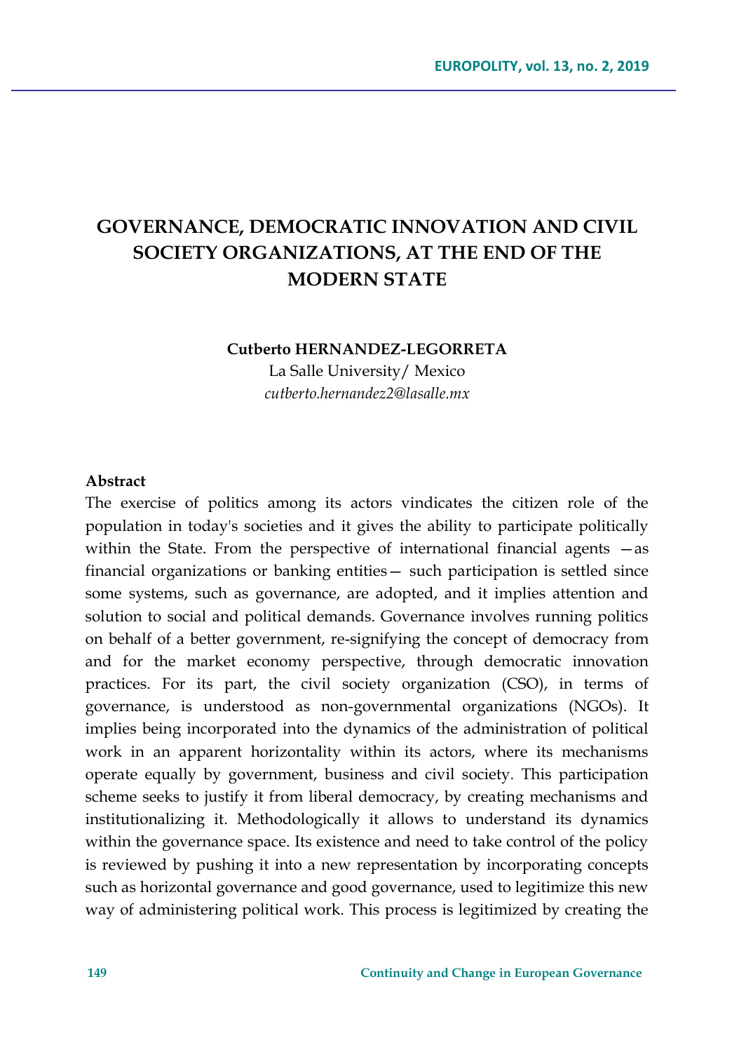# GOVERNANCE, DEMOCRATIC INNOVATION AND CIVIL SOCIETY ORGANIZATIONS, AT THE END OF THE MODERN STATE

**Cutberto HERNANDEZ-LEGORRETA**

La Salle University/ Mexico

*cutberto.hernandez2@lasalle.mx*

**Abstract**

The exercise of politics among its actors vindicates the citizen role of the population in today's societies and it gives the ability to participate politically within the State. From the perspective of international financial agents —as financial organizations or banking entities— such participation is settled since some systems, such as governance, are adopted, and it implies attention and solution to social and political demands. Governance involves running politics on behalf of a better government, re-signifying the concept of democracy from and for the market economy perspective, through democratic innovation practices. For its part, the civil society organization (CSO), in terms of governance, is understood as non-governmental organizations (NGOs). It implies being incorporated into the dynamics of the administration of political work in an apparent horizontality within its actors, where its mechanisms operate equally by government, business and civil society. This participation scheme seeks to justify it from liberal democracy, by creating mechanisms and institutionalizing it. Methodologically it allows to understand its dynamics within the governance space. Its existence and need to take control of the policy is reviewed by pushing it into a new representation by incorporating concepts such as horizontal governance and good governance, used to legitimize this new way of administering political work. This process is legitimized by creating the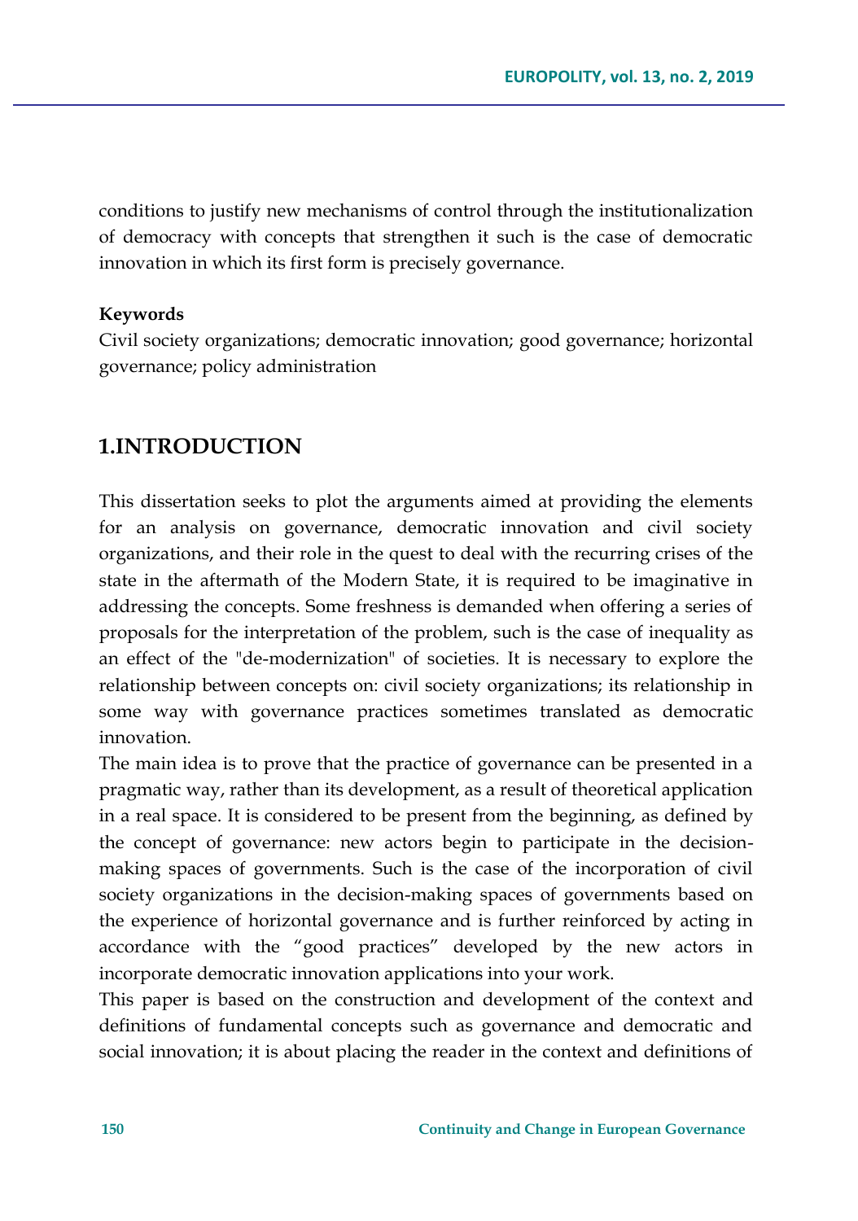conditions to justify new mechanisms of control through the institutionalization of democracy with concepts that strengthen it such is the case of democratic innovation in which its first form is precisely governance.

**Keywords**

Civil society organizations; democratic innovation; good governance; horizontal governance; policy administration

## 1.INTRODUCTION

This dissertation seeks to plot the arguments aimed at providing the elements for an analysis on governance, democratic innovation and civil society organizations, and their role in the quest to deal with the recurring crises of the state in the aftermath of the Modern State, it is required to be imaginative in addressing the concepts. Some freshness is demanded when offering a series of proposals for the interpretation of the problem, such is the case of inequality as an effect of the "de-modernization" of societies. It is necessary to explore the relationship between concepts on: civil society organizations; its relationship in some way with governance practices sometimes translated as democratic innovation.

The main idea is to prove that the practice of governance can be presented in a pragmatic way, rather than its development, as a result of theoretical application in a real space. It is considered to be present from the beginning, as defined by the concept of governance: new actors begin to participate in the decision-making spaces of governments. Such is the case of the incorporation of civil society organizations in the decision-making spaces of governments based on the experience of horizontal governance and is further reinforced by acting in accordance with the "good practices" developed by the new actors in incorporate democratic innovation applications into your work.

This paper is based on the construction and development of the context and definitions of fundamental concepts such as governance and democratic and social innovation; it is about placing the reader in the context and definitions of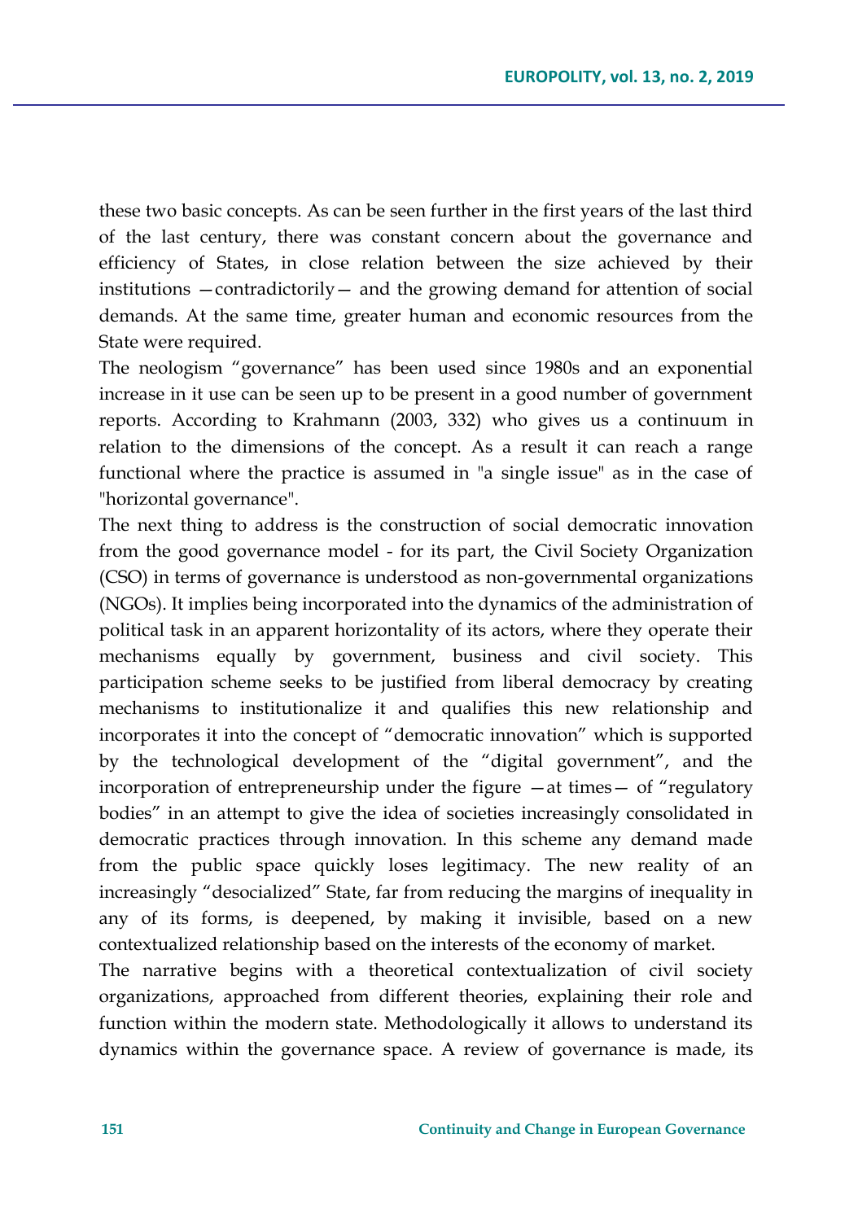these two basic concepts. As can be seen further in the first years of the last third of the last century, there was constant concern about the governance and efficiency of States, in close relation between the size achieved by their institutions —contradictorily— and the growing demand for attention of social demands. At the same time, greater human and economic resources from the State were required.

The neologism "governance" has been used since 1980s and an exponential increase in it use can be seen up to be present in a good number of government reports. According to Krahmann (2003, 332) who gives us a continuum in relation to the dimensions of the concept. As a result it can reach a range functional where the practice is assumed in "a single issue" as in the case of "horizontal governance".

The next thing to address is the construction of social democratic innovation from the good governance model - for its part, the Civil Society Organization (CSO) in terms of governance is understood as non-governmental organizations (NGOs). It implies being incorporated into the dynamics of the administration of political task in an apparent horizontality of its actors, where they operate their mechanisms equally by government, business and civil society. This participation scheme seeks to be justified from liberal democracy by creating mechanisms to institutionalize it and qualifies this new relationship and incorporates it into the concept of "democratic innovation" which is supported by the technological development of the "digital government", and the incorporation of entrepreneurship under the figure —at times— of "regulatory bodies" in an attempt to give the idea of societies increasingly consolidated in democratic practices through innovation. In this scheme any demand made from the public space quickly loses legitimacy. The new reality of an increasingly "desocialized" State, far from reducing the margins of inequality in any of its forms, is deepened, by making it invisible, based on a new contextualized relationship based on the interests of the economy of market.

The narrative begins with a theoretical contextualization of civil society organizations, approached from different theories, explaining their role and function within the modern state. Methodologically it allows to understand its dynamics within the governance space. A review of governance is made, its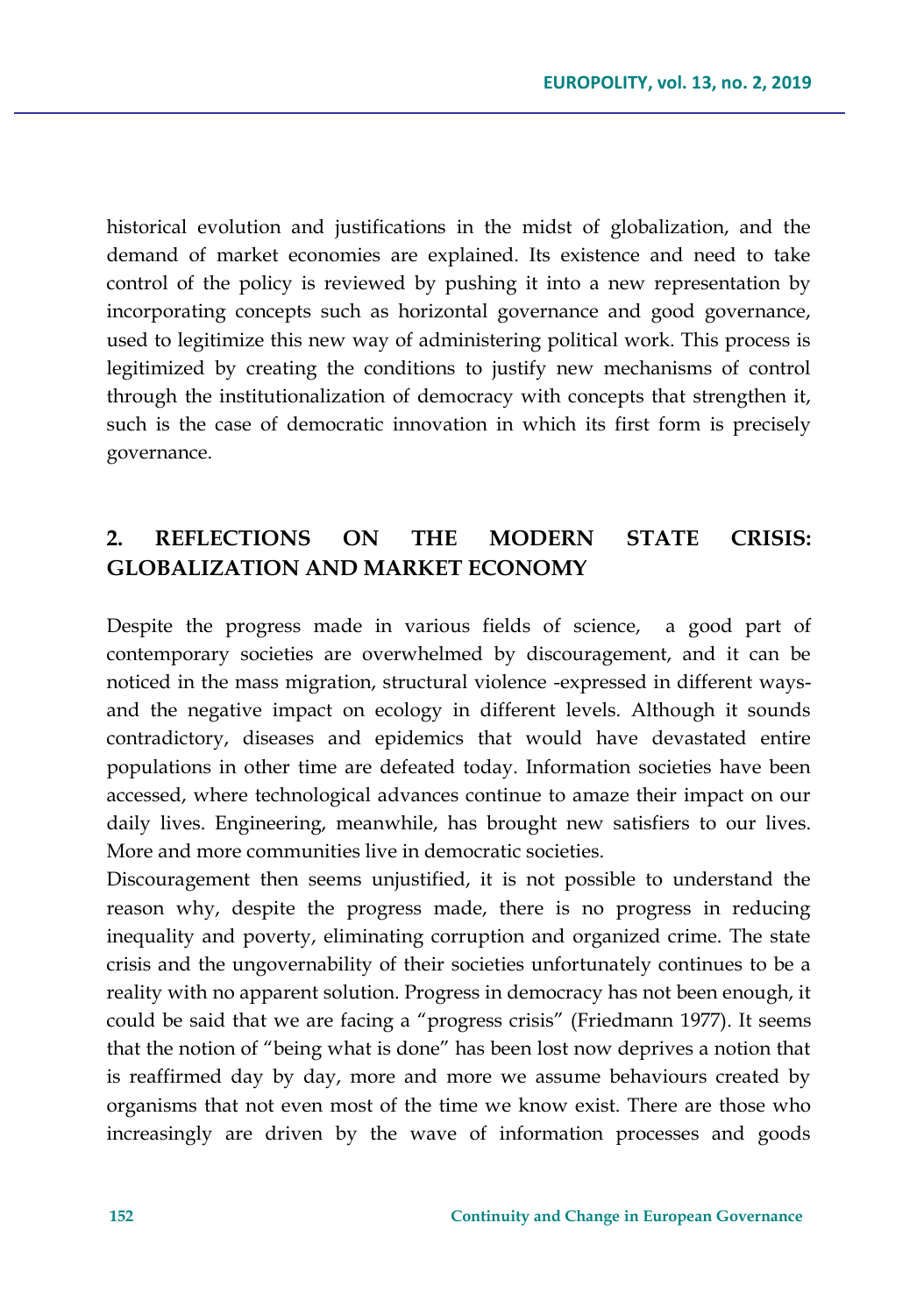historical evolution and justifications in the midst of globalization, and the demand of market economies are explained. Its existence and need to take control of the policy is reviewed by pushing it into a new representation by incorporating concepts such as horizontal governance and good governance, used to legitimize this new way of administering political work. This process is legitimized by creating the conditions to justify new mechanisms of control through the institutionalization of democracy with concepts that strengthen it, such is the case of democratic innovation in which its first form is precisely governance.

## 2. REFLECTIONS ON THE MODERN STATE CRISIS: GLOBALIZATION AND MARKET ECONOMY

Despite the progress made in various fields of science, a good part of contemporary societies are overwhelmed by discouragement, and it can be noticed in the mass migration, structural violence -expressed in different ways- and the negative impact on ecology in different levels. Although it sounds contradictory, diseases and epidemics that would have devastated entire populations in other time are defeated today. Information societies have been accessed, where technological advances continue to amaze their impact on our daily lives. Engineering, meanwhile, has brought new satisfiers to our lives. More and more communities live in democratic societies.

Discouragement then seems unjustified, it is not possible to understand the reason why, despite the progress made, there is no progress in reducing inequality and poverty, eliminating corruption and organized crime. The state crisis and the ungovernability of their societies unfortunately continues to be a reality with no apparent solution. Progress in democracy has not been enough, it could be said that we are facing a "progress crisis" (Friedmann 1977). It seems that the notion of "being what is done" has been lost now deprives a notion that is reaffirmed day by day, more and more we assume behaviours created by organisms that not even most of the time we know exist. There are those who increasingly are driven by the wave of information processes and goods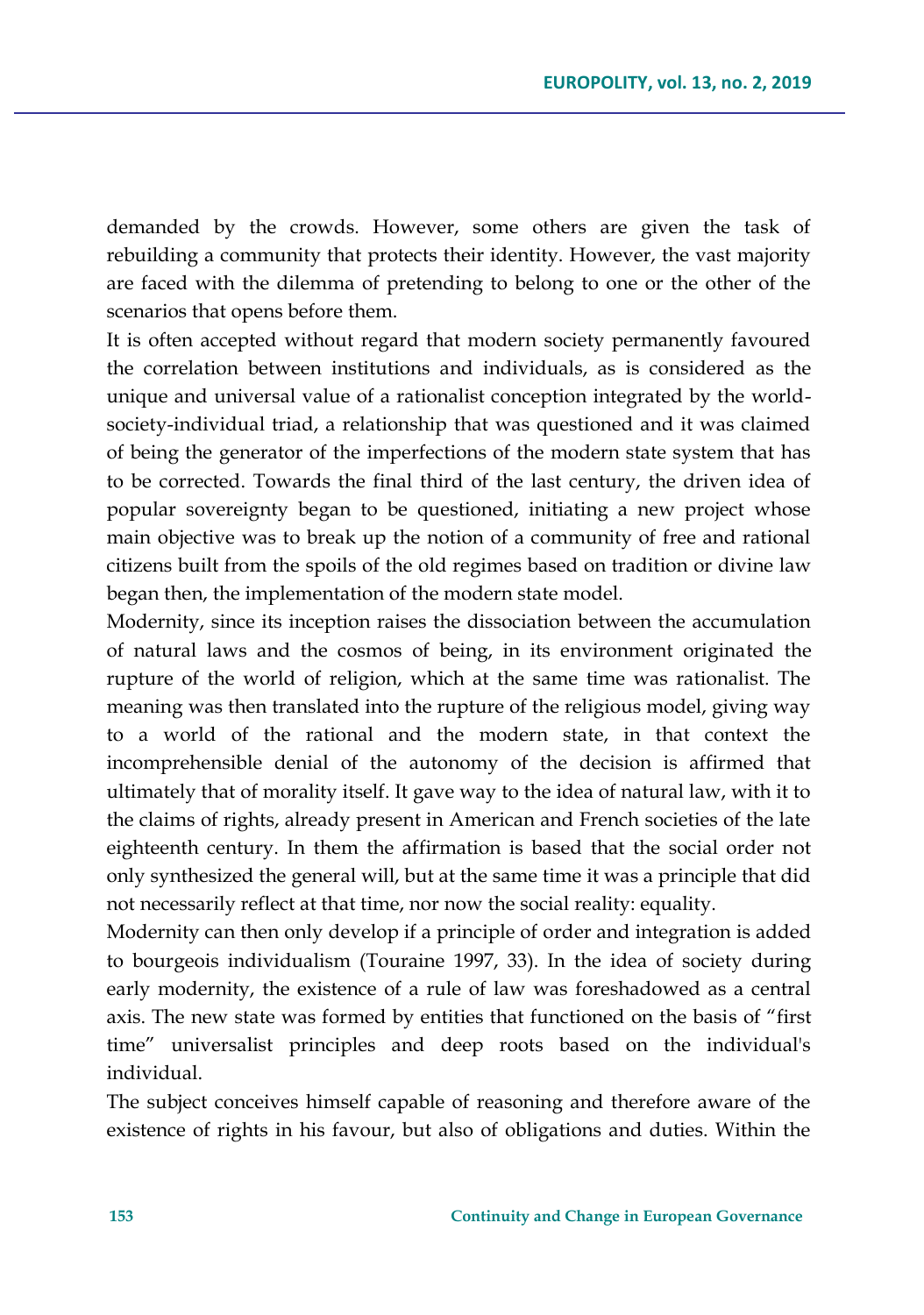demanded by the crowds. However, some others are given the task of rebuilding a community that protects their identity. However, the vast majority are faced with the dilemma of pretending to belong to one or the other of the scenarios that opens before them.

It is often accepted without regard that modern society permanently favoured the correlation between institutions and individuals, as is considered as the unique and universal value of a rationalist conception integrated by the world-society-individual triad, a relationship that was questioned and it was claimed of being the generator of the imperfections of the modern state system that has to be corrected. Towards the final third of the last century, the driven idea of popular sovereignty began to be questioned, initiating a new project whose main objective was to break up the notion of a community of free and rational citizens built from the spoils of the old regimes based on tradition or divine law began then, the implementation of the modern state model.

Modernity, since its inception raises the dissociation between the accumulation of natural laws and the cosmos of being, in its environment originated the rupture of the world of religion, which at the same time was rationalist. The meaning was then translated into the rupture of the religious model, giving way to a world of the rational and the modern state, in that context the incomprehensible denial of the autonomy of the decision is affirmed that ultimately that of morality itself. It gave way to the idea of natural law, with it to the claims of rights, already present in American and French societies of the late eighteenth century. In them the affirmation is based that the social order not only synthesized the general will, but at the same time it was a principle that did not necessarily reflect at that time, nor now the social reality: equality.

Modernity can then only develop if a principle of order and integration is added to bourgeois individualism (Touraine 1997, 33). In the idea of society during early modernity, the existence of a rule of law was foreshadowed as a central axis. The new state was formed by entities that functioned on the basis of "first time" universalist principles and deep roots based on the individual's individual.

The subject conceives himself capable of reasoning and therefore aware of the existence of rights in his favour, but also of obligations and duties. Within the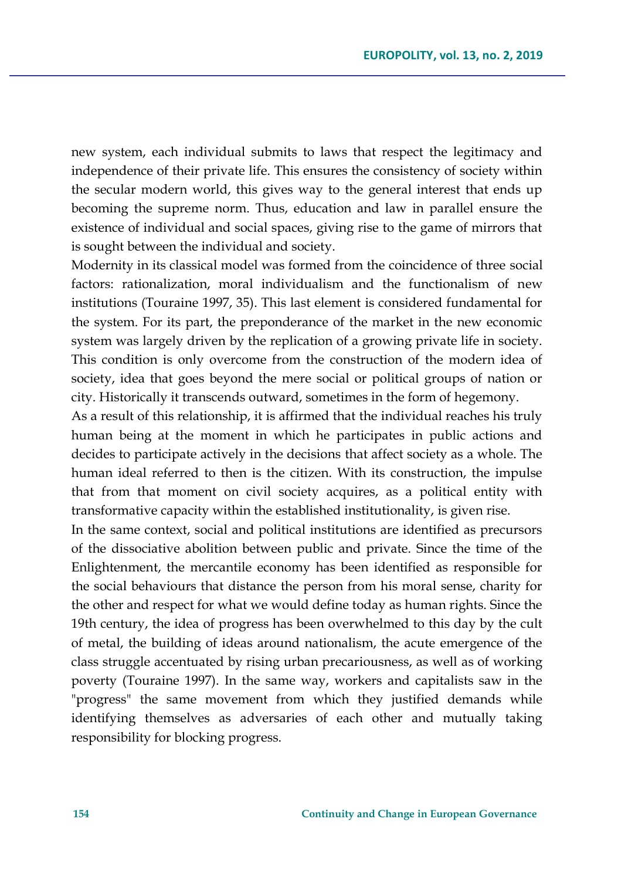new system, each individual submits to laws that respect the legitimacy and independence of their private life. This ensures the consistency of society within the secular modern world, this gives way to the general interest that ends up becoming the supreme norm. Thus, education and law in parallel ensure the existence of individual and social spaces, giving rise to the game of mirrors that is sought between the individual and society.

Modernity in its classical model was formed from the coincidence of three social factors: rationalization, moral individualism and the functionalism of new institutions (Touraine 1997, 35). This last element is considered fundamental for the system. For its part, the preponderance of the market in the new economic system was largely driven by the replication of a growing private life in society. This condition is only overcome from the construction of the modern idea of society, idea that goes beyond the mere social or political groups of nation or city. Historically it transcends outward, sometimes in the form of hegemony.

As a result of this relationship, it is affirmed that the individual reaches his truly human being at the moment in which he participates in public actions and decides to participate actively in the decisions that affect society as a whole. The human ideal referred to then is the citizen. With its construction, the impulse that from that moment on civil society acquires, as a political entity with transformative capacity within the established institutionality, is given rise.

In the same context, social and political institutions are identified as precursors of the dissociative abolition between public and private. Since the time of the Enlightenment, the mercantile economy has been identified as responsible for the social behaviours that distance the person from his moral sense, charity for the other and respect for what we would define today as human rights. Since the 19th century, the idea of progress has been overwhelmed to this day by the cult of metal, the building of ideas around nationalism, the acute emergence of the class struggle accentuated by rising urban precariousness, as well as of working poverty (Touraine 1997). In the same way, workers and capitalists saw in the "progress" the same movement from which they justified demands while identifying themselves as adversaries of each other and mutually taking responsibility for blocking progress.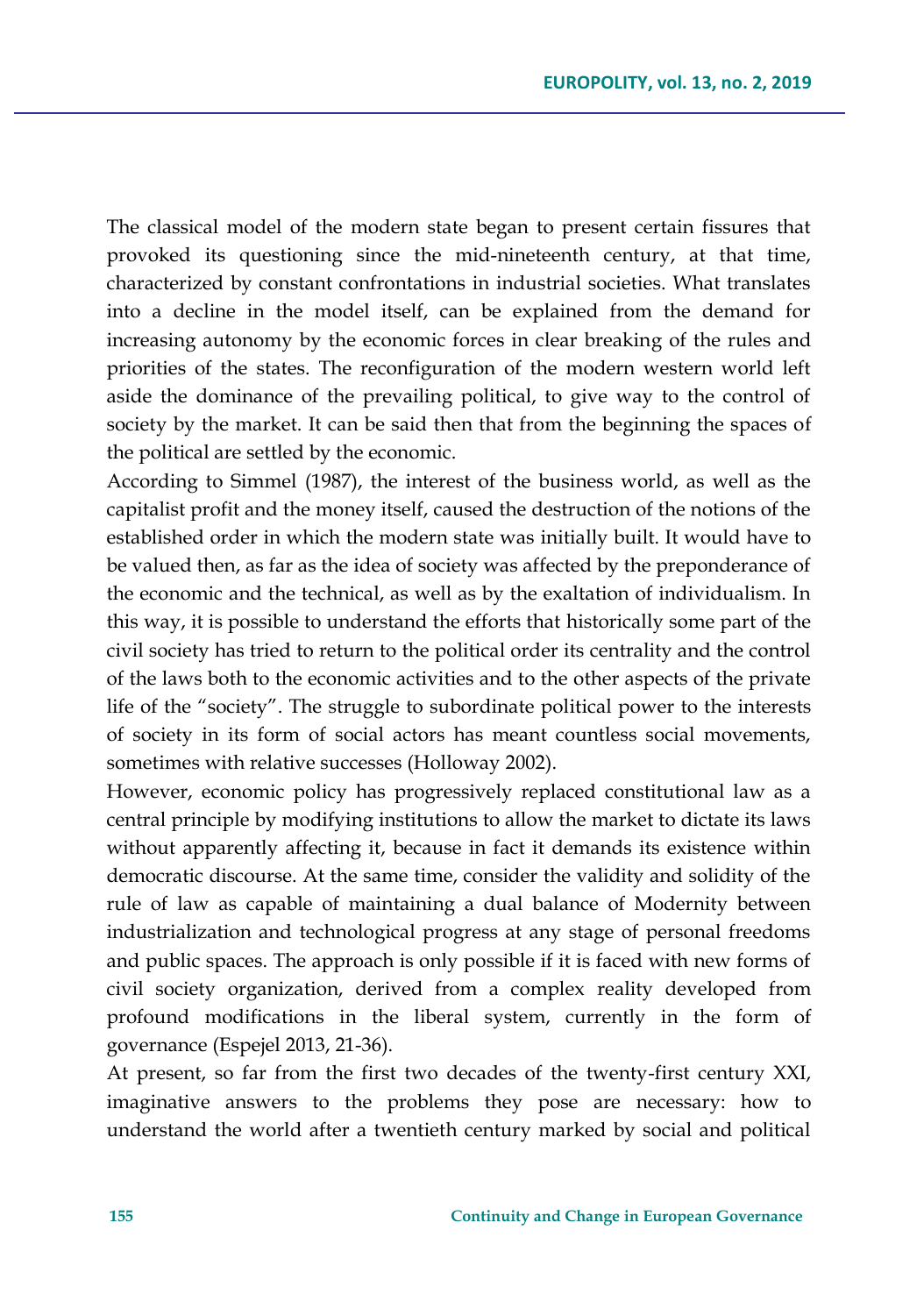The classical model of the modern state began to present certain fissures that provoked its questioning since the mid-nineteenth century, at that time, characterized by constant confrontations in industrial societies. What translates into a decline in the model itself, can be explained from the demand for increasing autonomy by the economic forces in clear breaking of the rules and priorities of the states. The reconfiguration of the modern western world left aside the dominance of the prevailing political, to give way to the control of society by the market. It can be said then that from the beginning the spaces of the political are settled by the economic.

According to Simmel (1987), the interest of the business world, as well as the capitalist profit and the money itself, caused the destruction of the notions of the established order in which the modern state was initially built. It would have to be valued then, as far as the idea of society was affected by the preponderance of the economic and the technical, as well as by the exaltation of individualism. In this way, it is possible to understand the efforts that historically some part of the civil society has tried to return to the political order its centrality and the control of the laws both to the economic activities and to the other aspects of the private life of the "society". The struggle to subordinate political power to the interests of society in its form of social actors has meant countless social movements, sometimes with relative successes (Holloway 2002).

However, economic policy has progressively replaced constitutional law as a central principle by modifying institutions to allow the market to dictate its laws without apparently affecting it, because in fact it demands its existence within democratic discourse. At the same time, consider the validity and solidity of the rule of law as capable of maintaining a dual balance of Modernity between industrialization and technological progress at any stage of personal freedoms and public spaces. The approach is only possible if it is faced with new forms of civil society organization, derived from a complex reality developed from profound modifications in the liberal system, currently in the form of governance (Espejel 2013, 21-36).

At present, so far from the first two decades of the twenty-first century XXI, imaginative answers to the problems they pose are necessary: how to understand the world after a twentieth century marked by social and political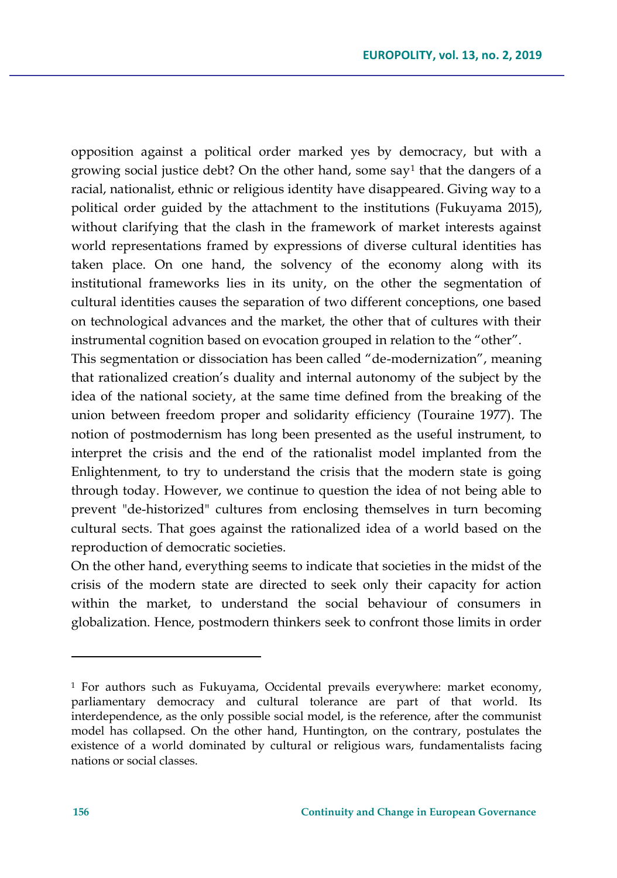opposition against a political order marked yes by democracy, but with a growing social justice debt? On the other hand, some say[1] that the dangers of a racial, nationalist, ethnic or religious identity have disappeared. Giving way to a political order guided by the attachment to the institutions (Fukuyama 2015), without clarifying that the clash in the framework of market interests against world representations framed by expressions of diverse cultural identities has taken place. On one hand, the solvency of the economy along with its institutional frameworks lies in its unity, on the other the segmentation of cultural identities causes the separation of two different conceptions, one based on technological advances and the market, the other that of cultures with their instrumental cognition based on evocation grouped in relation to the "other".

This segmentation or dissociation has been called "de-modernization", meaning that rationalized creation's duality and internal autonomy of the subject by the idea of the national society, at the same time defined from the breaking of the union between freedom proper and solidarity efficiency (Touraine 1977). The notion of postmodernism has long been presented as the useful instrument, to interpret the crisis and the end of the rationalist model implanted from the Enlightenment, to try to understand the crisis that the modern state is going through today. However, we continue to question the idea of not being able to prevent "de-historized" cultures from enclosing themselves in turn becoming cultural sects. That goes against the rationalized idea of a world based on the reproduction of democratic societies.

On the other hand, everything seems to indicate that societies in the midst of the crisis of the modern state are directed to seek only their capacity for action within the market, to understand the social behaviour of consumers in globalization. Hence, postmodern thinkers seek to confront those limits in order

---

[1] For authors such as Fukuyama, Occidental prevails everywhere: market economy, parliamentary democracy and cultural tolerance are part of that world. Its interdependence, as the only possible social model, is the reference, after the communist model has collapsed. On the other hand, Huntington, on the contrary, postulates the existence of a world dominated by cultural or religious wars, fundamentalists facing nations or social classes.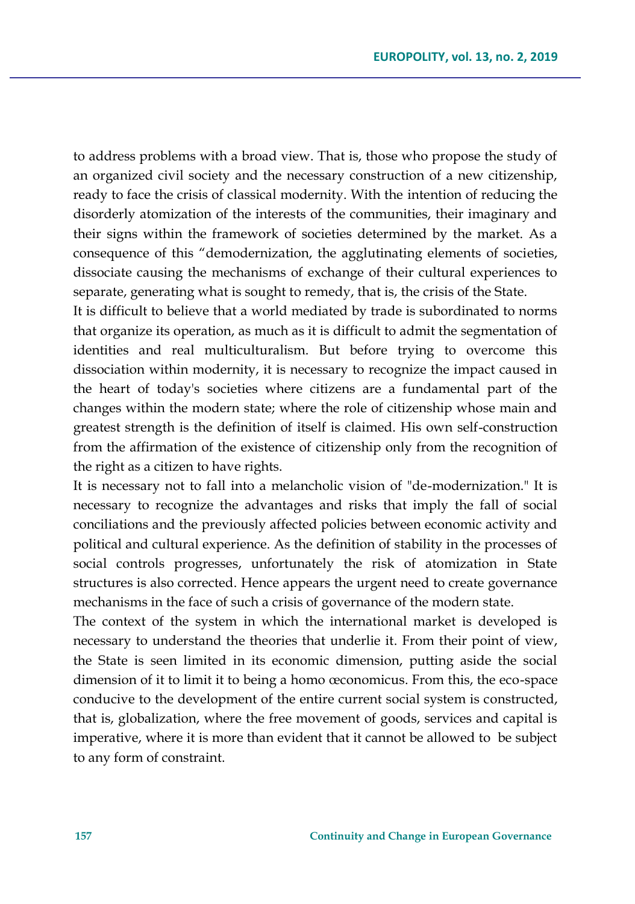to address problems with a broad view. That is, those who propose the study of an organized civil society and the necessary construction of a new citizenship, ready to face the crisis of classical modernity. With the intention of reducing the disorderly atomization of the interests of the communities, their imaginary and their signs within the framework of societies determined by the market. As a consequence of this "demodernization, the agglutinating elements of societies, dissociate causing the mechanisms of exchange of their cultural experiences to separate, generating what is sought to remedy, that is, the crisis of the State.

It is difficult to believe that a world mediated by trade is subordinated to norms that organize its operation, as much as it is difficult to admit the segmentation of identities and real multiculturalism. But before trying to overcome this dissociation within modernity, it is necessary to recognize the impact caused in the heart of today's societies where citizens are a fundamental part of the changes within the modern state; where the role of citizenship whose main and greatest strength is the definition of itself is claimed. His own self-construction from the affirmation of the existence of citizenship only from the recognition of the right as a citizen to have rights.

It is necessary not to fall into a melancholic vision of "de-modernization." It is necessary to recognize the advantages and risks that imply the fall of social conciliations and the previously affected policies between economic activity and political and cultural experience. As the definition of stability in the processes of social controls progresses, unfortunately the risk of atomization in State structures is also corrected. Hence appears the urgent need to create governance mechanisms in the face of such a crisis of governance of the modern state.

The context of the system in which the international market is developed is necessary to understand the theories that underlie it. From their point of view, the State is seen limited in its economic dimension, putting aside the social dimension of it to limit it to being a homo œconomicus. From this, the eco-space conducive to the development of the entire current social system is constructed, that is, globalization, where the free movement of goods, services and capital is imperative, where it is more than evident that it cannot be allowed to be subject to any form of constraint.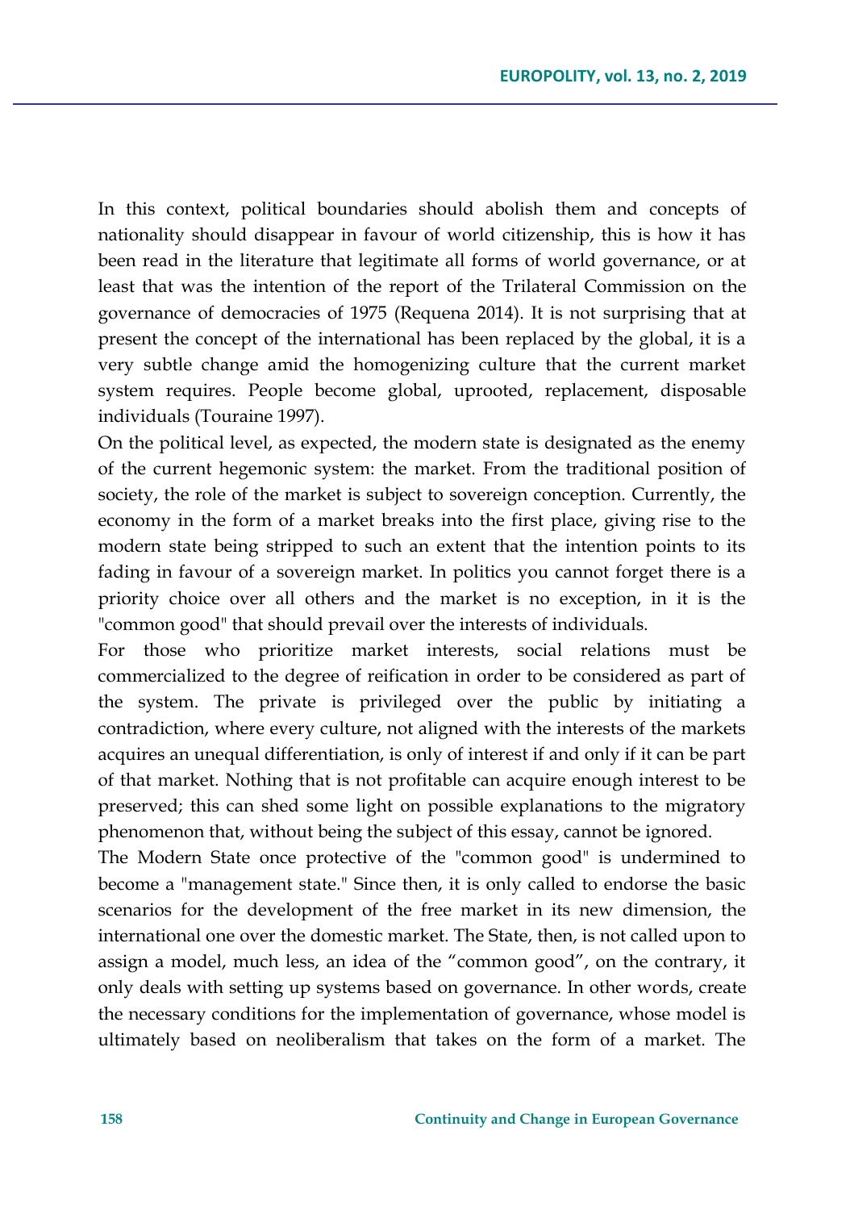In this context, political boundaries should abolish them and concepts of nationality should disappear in favour of world citizenship, this is how it has been read in the literature that legitimate all forms of world governance, or at least that was the intention of the report of the Trilateral Commission on the governance of democracies of 1975 (Requena 2014). It is not surprising that at present the concept of the international has been replaced by the global, it is a very subtle change amid the homogenizing culture that the current market system requires. People become global, uprooted, replacement, disposable individuals (Touraine 1997).

On the political level, as expected, the modern state is designated as the enemy of the current hegemonic system: the market. From the traditional position of society, the role of the market is subject to sovereign conception. Currently, the economy in the form of a market breaks into the first place, giving rise to the modern state being stripped to such an extent that the intention points to its fading in favour of a sovereign market. In politics you cannot forget there is a priority choice over all others and the market is no exception, in it is the "common good" that should prevail over the interests of individuals.

For those who prioritize market interests, social relations must be commercialized to the degree of reification in order to be considered as part of the system. The private is privileged over the public by initiating a contradiction, where every culture, not aligned with the interests of the markets acquires an unequal differentiation, is only of interest if and only if it can be part of that market. Nothing that is not profitable can acquire enough interest to be preserved; this can shed some light on possible explanations to the migratory phenomenon that, without being the subject of this essay, cannot be ignored.

The Modern State once protective of the "common good" is undermined to become a "management state." Since then, it is only called to endorse the basic scenarios for the development of the free market in its new dimension, the international one over the domestic market. The State, then, is not called upon to assign a model, much less, an idea of the "common good", on the contrary, it only deals with setting up systems based on governance. In other words, create the necessary conditions for the implementation of governance, whose model is ultimately based on neoliberalism that takes on the form of a market. The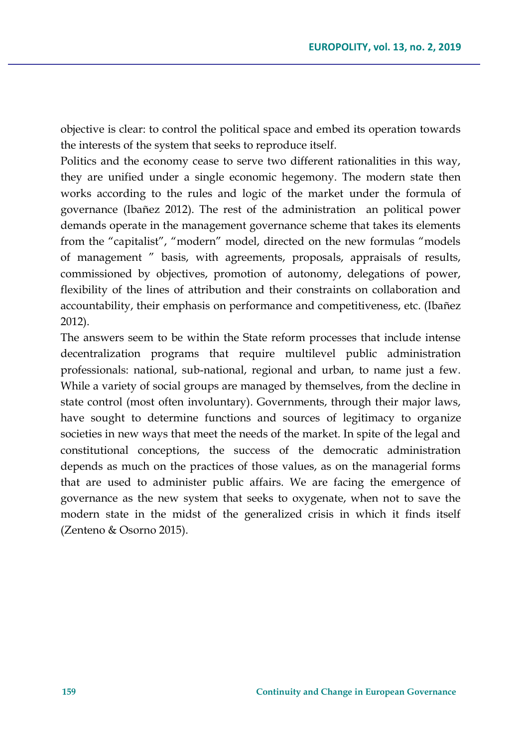objective is clear: to control the political space and embed its operation towards the interests of the system that seeks to reproduce itself.

Politics and the economy cease to serve two different rationalities in this way, they are unified under a single economic hegemony. The modern state then works according to the rules and logic of the market under the formula of governance (Ibañez 2012). The rest of the administration an political power demands operate in the management governance scheme that takes its elements from the "capitalist", "modern" model, directed on the new formulas "models of management " basis, with agreements, proposals, appraisals of results, commissioned by objectives, promotion of autonomy, delegations of power, flexibility of the lines of attribution and their constraints on collaboration and accountability, their emphasis on performance and competitiveness, etc. (Ibañez 2012).

The answers seem to be within the State reform processes that include intense decentralization programs that require multilevel public administration professionals: national, sub-national, regional and urban, to name just a few. While a variety of social groups are managed by themselves, from the decline in state control (most often involuntary). Governments, through their major laws, have sought to determine functions and sources of legitimacy to organize societies in new ways that meet the needs of the market. In spite of the legal and constitutional conceptions, the success of the democratic administration depends as much on the practices of those values, as on the managerial forms that are used to administer public affairs. We are facing the emergence of governance as the new system that seeks to oxygenate, when not to save the modern state in the midst of the generalized crisis in which it finds itself (Zenteno & Osorno 2015).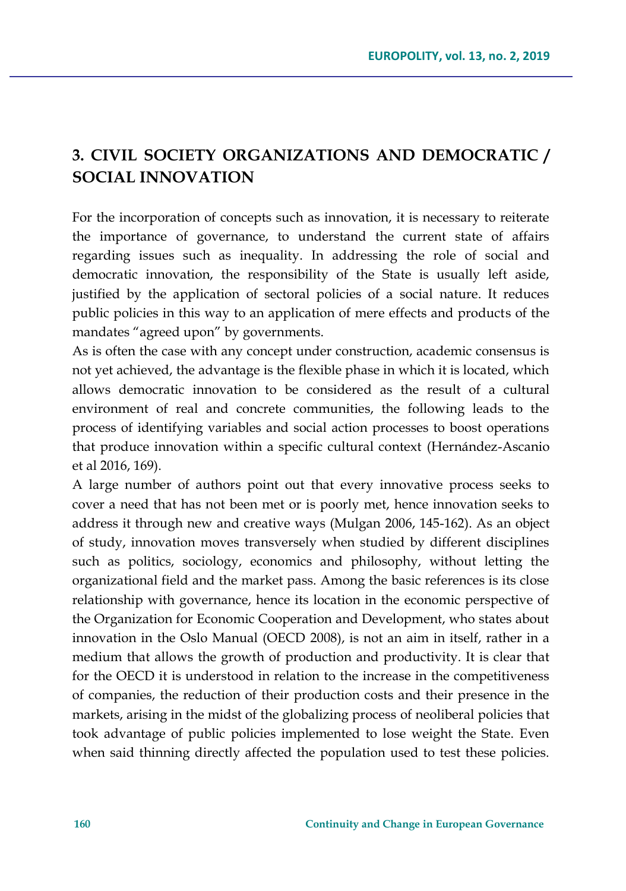## 3. CIVIL SOCIETY ORGANIZATIONS AND DEMOCRATIC / SOCIAL INNOVATION

For the incorporation of concepts such as innovation, it is necessary to reiterate the importance of governance, to understand the current state of affairs regarding issues such as inequality. In addressing the role of social and democratic innovation, the responsibility of the State is usually left aside, justified by the application of sectoral policies of a social nature. It reduces public policies in this way to an application of mere effects and products of the mandates "agreed upon" by governments.

As is often the case with any concept under construction, academic consensus is not yet achieved, the advantage is the flexible phase in which it is located, which allows democratic innovation to be considered as the result of a cultural environment of real and concrete communities, the following leads to the process of identifying variables and social action processes to boost operations that produce innovation within a specific cultural context (Hernández-Ascanio et al 2016, 169).

A large number of authors point out that every innovative process seeks to cover a need that has not been met or is poorly met, hence innovation seeks to address it through new and creative ways (Mulgan 2006, 145-162). As an object of study, innovation moves transversely when studied by different disciplines such as politics, sociology, economics and philosophy, without letting the organizational field and the market pass. Among the basic references is its close relationship with governance, hence its location in the economic perspective of the Organization for Economic Cooperation and Development, who states about innovation in the Oslo Manual (OECD 2008), is not an aim in itself, rather in a medium that allows the growth of production and productivity. It is clear that for the OECD it is understood in relation to the increase in the competitiveness of companies, the reduction of their production costs and their presence in the markets, arising in the midst of the globalizing process of neoliberal policies that took advantage of public policies implemented to lose weight the State. Even when said thinning directly affected the population used to test these policies.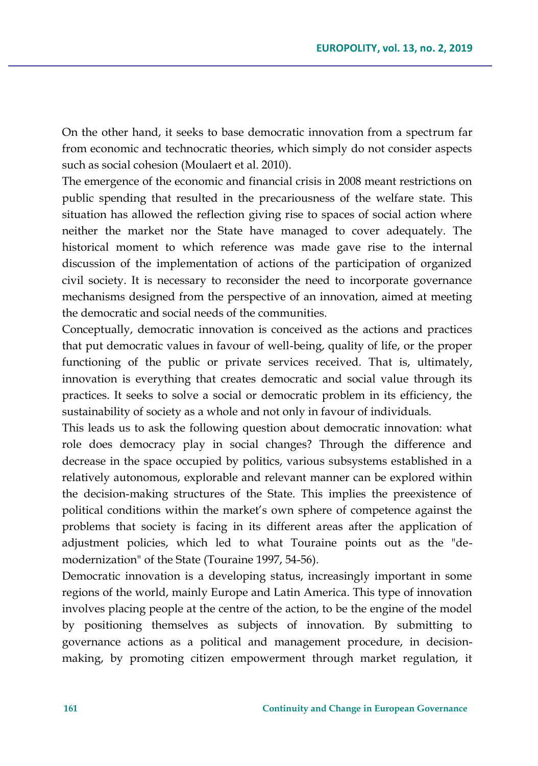On the other hand, it seeks to base democratic innovation from a spectrum far from economic and technocratic theories, which simply do not consider aspects such as social cohesion (Moulaert et al. 2010).

The emergence of the economic and financial crisis in 2008 meant restrictions on public spending that resulted in the precariousness of the welfare state. This situation has allowed the reflection giving rise to spaces of social action where neither the market nor the State have managed to cover adequately. The historical moment to which reference was made gave rise to the internal discussion of the implementation of actions of the participation of organized civil society. It is necessary to reconsider the need to incorporate governance mechanisms designed from the perspective of an innovation, aimed at meeting the democratic and social needs of the communities.

Conceptually, democratic innovation is conceived as the actions and practices that put democratic values in favour of well-being, quality of life, or the proper functioning of the public or private services received. That is, ultimately, innovation is everything that creates democratic and social value through its practices. It seeks to solve a social or democratic problem in its efficiency, the sustainability of society as a whole and not only in favour of individuals.

This leads us to ask the following question about democratic innovation: what role does democracy play in social changes? Through the difference and decrease in the space occupied by politics, various subsystems established in a relatively autonomous, explorable and relevant manner can be explored within the decision-making structures of the State. This implies the preexistence of political conditions within the market's own sphere of competence against the problems that society is facing in its different areas after the application of adjustment policies, which led to what Touraine points out as the "de-modernization" of the State (Touraine 1997, 54-56).

Democratic innovation is a developing status, increasingly important in some regions of the world, mainly Europe and Latin America. This type of innovation involves placing people at the centre of the action, to be the engine of the model by positioning themselves as subjects of innovation. By submitting to governance actions as a political and management procedure, in decision-making, by promoting citizen empowerment through market regulation, it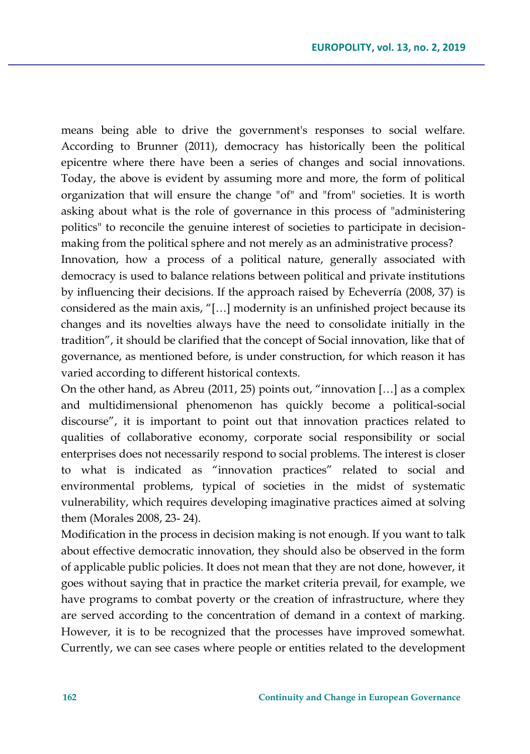means being able to drive the government's responses to social welfare. According to Brunner (2011), democracy has historically been the political epicentre where there have been a series of changes and social innovations. Today, the above is evident by assuming more and more, the form of political organization that will ensure the change "of" and "from" societies. It is worth asking about what is the role of governance in this process of "administering politics" to reconcile the genuine interest of societies to participate in decision-making from the political sphere and not merely as an administrative process?

Innovation, how a process of a political nature, generally associated with democracy is used to balance relations between political and private institutions by influencing their decisions. If the approach raised by Echeverría (2008, 37) is considered as the main axis, "[…] modernity is an unfinished project because its changes and its novelties always have the need to consolidate initially in the tradition", it should be clarified that the concept of Social innovation, like that of governance, as mentioned before, is under construction, for which reason it has varied according to different historical contexts.

On the other hand, as Abreu (2011, 25) points out, "innovation […] as a complex and multidimensional phenomenon has quickly become a political-social discourse", it is important to point out that innovation practices related to qualities of collaborative economy, corporate social responsibility or social enterprises does not necessarily respond to social problems. The interest is closer to what is indicated as "innovation practices" related to social and environmental problems, typical of societies in the midst of systematic vulnerability, which requires developing imaginative practices aimed at solving them (Morales 2008, 23- 24).

Modification in the process in decision making is not enough. If you want to talk about effective democratic innovation, they should also be observed in the form of applicable public policies. It does not mean that they are not done, however, it goes without saying that in practice the market criteria prevail, for example, we have programs to combat poverty or the creation of infrastructure, where they are served according to the concentration of demand in a context of marking. However, it is to be recognized that the processes have improved somewhat. Currently, we can see cases where people or entities related to the development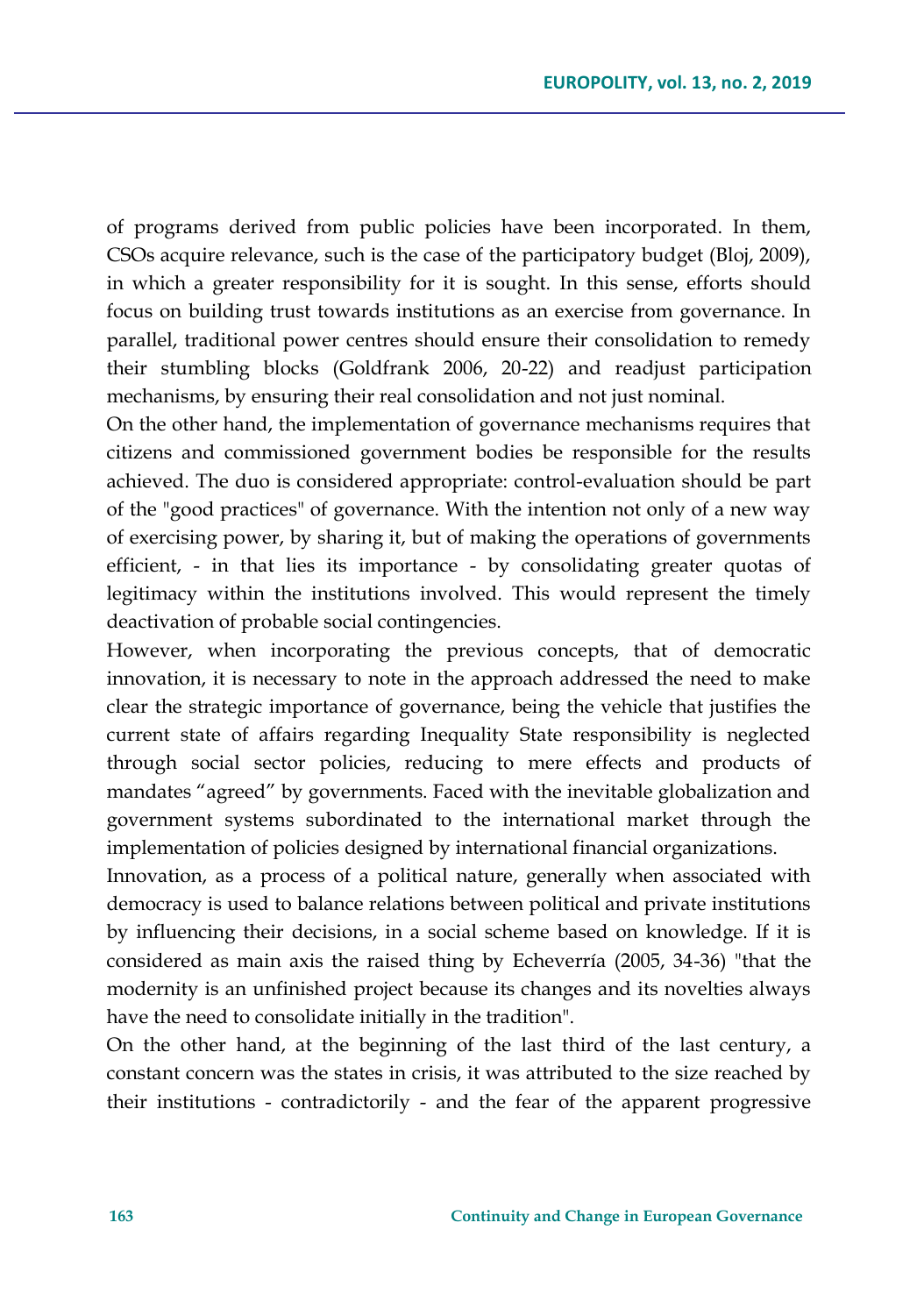of programs derived from public policies have been incorporated. In them, CSOs acquire relevance, such is the case of the participatory budget (Bloj, 2009), in which a greater responsibility for it is sought. In this sense, efforts should focus on building trust towards institutions as an exercise from governance. In parallel, traditional power centres should ensure their consolidation to remedy their stumbling blocks (Goldfrank 2006, 20-22) and readjust participation mechanisms, by ensuring their real consolidation and not just nominal.

On the other hand, the implementation of governance mechanisms requires that citizens and commissioned government bodies be responsible for the results achieved. The duo is considered appropriate: control-evaluation should be part of the "good practices" of governance. With the intention not only of a new way of exercising power, by sharing it, but of making the operations of governments efficient, - in that lies its importance - by consolidating greater quotas of legitimacy within the institutions involved. This would represent the timely deactivation of probable social contingencies.

However, when incorporating the previous concepts, that of democratic innovation, it is necessary to note in the approach addressed the need to make clear the strategic importance of governance, being the vehicle that justifies the current state of affairs regarding Inequality State responsibility is neglected through social sector policies, reducing to mere effects and products of mandates "agreed" by governments. Faced with the inevitable globalization and government systems subordinated to the international market through the implementation of policies designed by international financial organizations.

Innovation, as a process of a political nature, generally when associated with democracy is used to balance relations between political and private institutions by influencing their decisions, in a social scheme based on knowledge. If it is considered as main axis the raised thing by Echeverría (2005, 34-36) "that the modernity is an unfinished project because its changes and its novelties always have the need to consolidate initially in the tradition".

On the other hand, at the beginning of the last third of the last century, a constant concern was the states in crisis, it was attributed to the size reached by their institutions - contradictorily - and the fear of the apparent progressive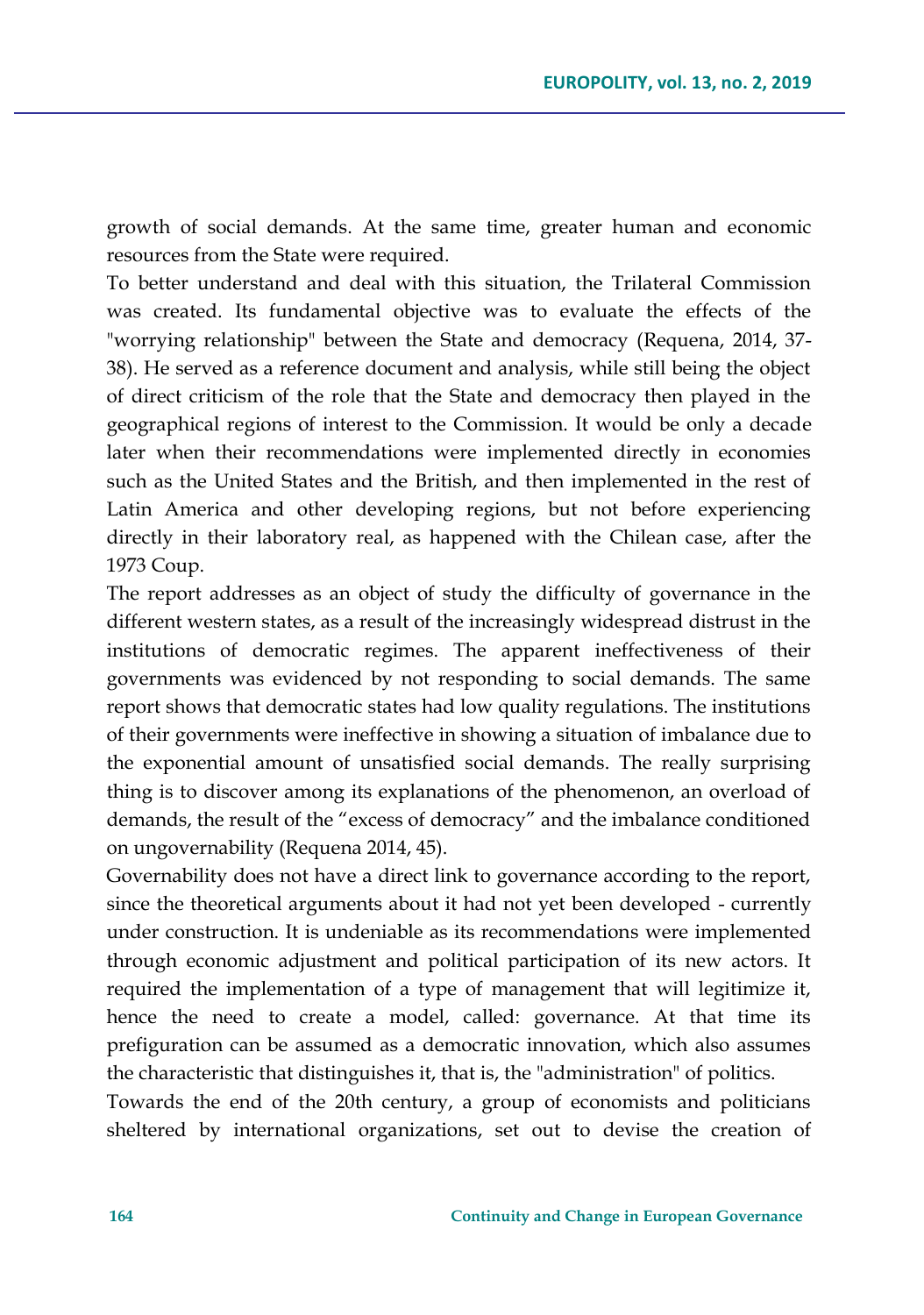growth of social demands. At the same time, greater human and economic resources from the State were required.

To better understand and deal with this situation, the Trilateral Commission was created. Its fundamental objective was to evaluate the effects of the "worrying relationship" between the State and democracy (Requena, 2014, 37-38). He served as a reference document and analysis, while still being the object of direct criticism of the role that the State and democracy then played in the geographical regions of interest to the Commission. It would be only a decade later when their recommendations were implemented directly in economies such as the United States and the British, and then implemented in the rest of Latin America and other developing regions, but not before experiencing directly in their laboratory real, as happened with the Chilean case, after the 1973 Coup.

The report addresses as an object of study the difficulty of governance in the different western states, as a result of the increasingly widespread distrust in the institutions of democratic regimes. The apparent ineffectiveness of their governments was evidenced by not responding to social demands. The same report shows that democratic states had low quality regulations. The institutions of their governments were ineffective in showing a situation of imbalance due to the exponential amount of unsatisfied social demands. The really surprising thing is to discover among its explanations of the phenomenon, an overload of demands, the result of the "excess of democracy" and the imbalance conditioned on ungovernability (Requena 2014, 45).

Governability does not have a direct link to governance according to the report, since the theoretical arguments about it had not yet been developed - currently under construction. It is undeniable as its recommendations were implemented through economic adjustment and political participation of its new actors. It required the implementation of a type of management that will legitimize it, hence the need to create a model, called: governance. At that time its prefiguration can be assumed as a democratic innovation, which also assumes the characteristic that distinguishes it, that is, the "administration" of politics.

Towards the end of the 20th century, a group of economists and politicians sheltered by international organizations, set out to devise the creation of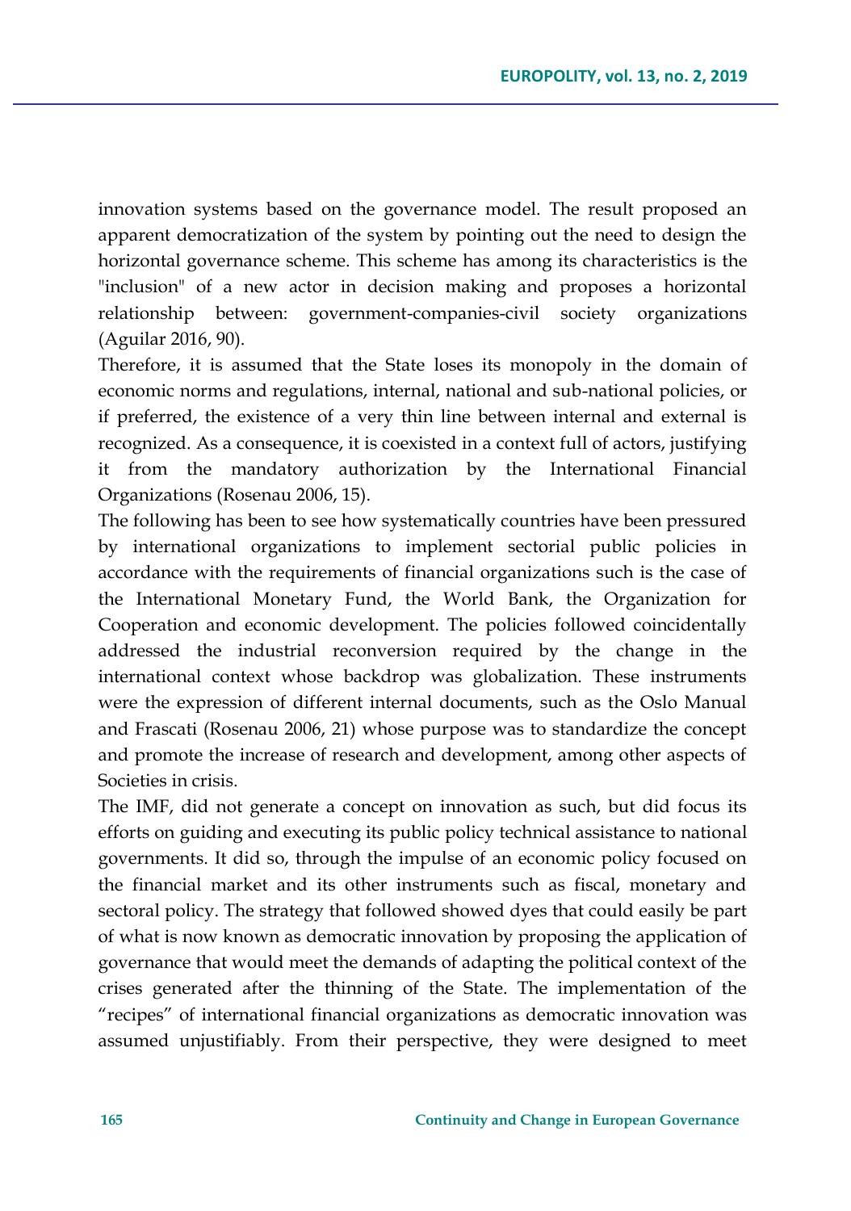innovation systems based on the governance model. The result proposed an apparent democratization of the system by pointing out the need to design the horizontal governance scheme. This scheme has among its characteristics is the "inclusion" of a new actor in decision making and proposes a horizontal relationship between: government-companies-civil society organizations (Aguilar 2016, 90).

Therefore, it is assumed that the State loses its monopoly in the domain of economic norms and regulations, internal, national and sub-national policies, or if preferred, the existence of a very thin line between internal and external is recognized. As a consequence, it is coexisted in a context full of actors, justifying it from the mandatory authorization by the International Financial Organizations (Rosenau 2006, 15).

The following has been to see how systematically countries have been pressured by international organizations to implement sectorial public policies in accordance with the requirements of financial organizations such is the case of the International Monetary Fund, the World Bank, the Organization for Cooperation and economic development. The policies followed coincidentally addressed the industrial reconversion required by the change in the international context whose backdrop was globalization. These instruments were the expression of different internal documents, such as the Oslo Manual and Frascati (Rosenau 2006, 21) whose purpose was to standardize the concept and promote the increase of research and development, among other aspects of Societies in crisis.

The IMF, did not generate a concept on innovation as such, but did focus its efforts on guiding and executing its public policy technical assistance to national governments. It did so, through the impulse of an economic policy focused on the financial market and its other instruments such as fiscal, monetary and sectoral policy. The strategy that followed showed dyes that could easily be part of what is now known as democratic innovation by proposing the application of governance that would meet the demands of adapting the political context of the crises generated after the thinning of the State. The implementation of the "recipes" of international financial organizations as democratic innovation was assumed unjustifiably. From their perspective, they were designed to meet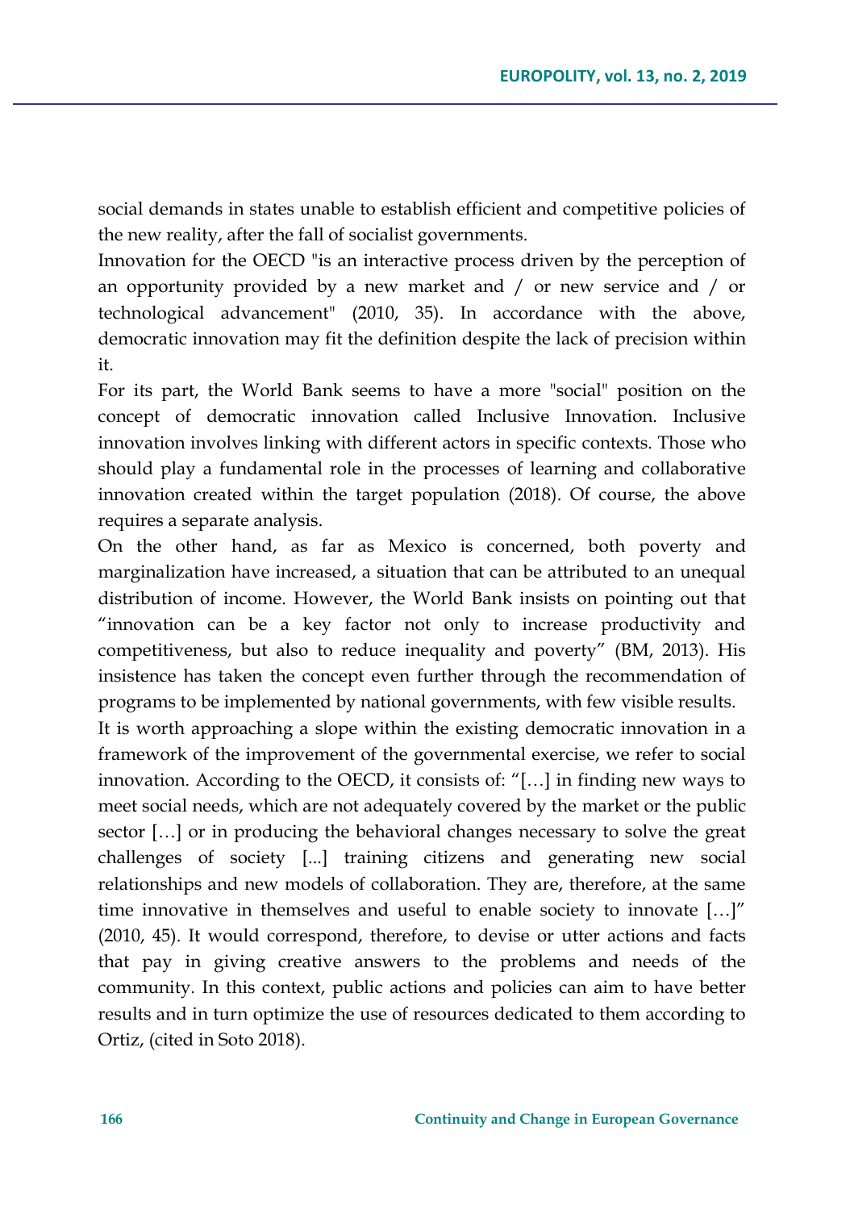social demands in states unable to establish efficient and competitive policies of the new reality, after the fall of socialist governments.

Innovation for the OECD "is an interactive process driven by the perception of an opportunity provided by a new market and / or new service and / or technological advancement" (2010, 35). In accordance with the above, democratic innovation may fit the definition despite the lack of precision within it.

For its part, the World Bank seems to have a more "social" position on the concept of democratic innovation called Inclusive Innovation. Inclusive innovation involves linking with different actors in specific contexts. Those who should play a fundamental role in the processes of learning and collaborative innovation created within the target population (2018). Of course, the above requires a separate analysis.

On the other hand, as far as Mexico is concerned, both poverty and marginalization have increased, a situation that can be attributed to an unequal distribution of income. However, the World Bank insists on pointing out that "innovation can be a key factor not only to increase productivity and competitiveness, but also to reduce inequality and poverty" (BM, 2013). His insistence has taken the concept even further through the recommendation of programs to be implemented by national governments, with few visible results.

It is worth approaching a slope within the existing democratic innovation in a framework of the improvement of the governmental exercise, we refer to social innovation. According to the OECD, it consists of: "[…] in finding new ways to meet social needs, which are not adequately covered by the market or the public sector […] or in producing the behavioral changes necessary to solve the great challenges of society [...] training citizens and generating new social relationships and new models of collaboration. They are, therefore, at the same time innovative in themselves and useful to enable society to innovate […]" (2010, 45). It would correspond, therefore, to devise or utter actions and facts that pay in giving creative answers to the problems and needs of the community. In this context, public actions and policies can aim to have better results and in turn optimize the use of resources dedicated to them according to Ortiz, (cited in Soto 2018).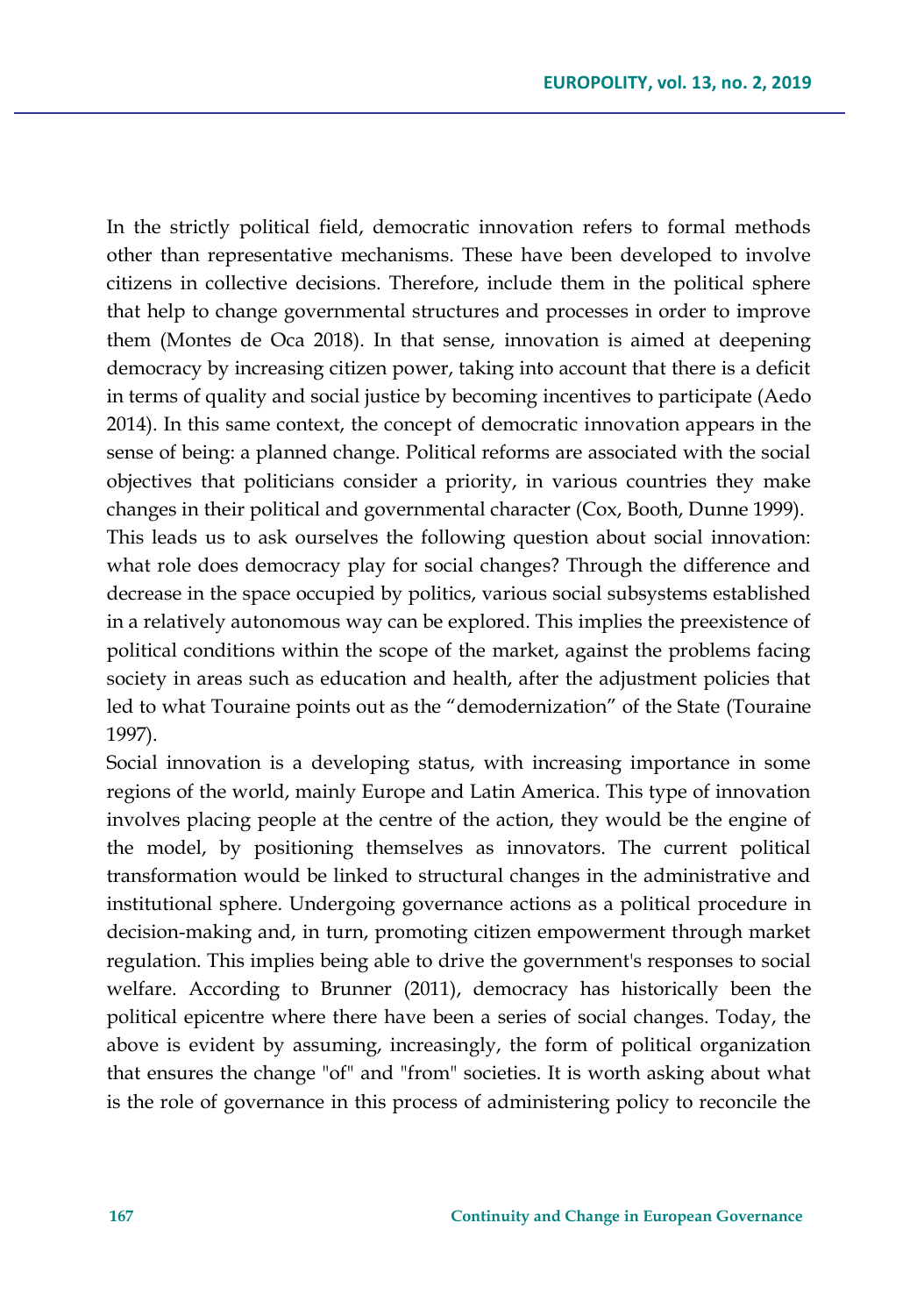In the strictly political field, democratic innovation refers to formal methods other than representative mechanisms. These have been developed to involve citizens in collective decisions. Therefore, include them in the political sphere that help to change governmental structures and processes in order to improve them (Montes de Oca 2018). In that sense, innovation is aimed at deepening democracy by increasing citizen power, taking into account that there is a deficit in terms of quality and social justice by becoming incentives to participate (Aedo 2014). In this same context, the concept of democratic innovation appears in the sense of being: a planned change. Political reforms are associated with the social objectives that politicians consider a priority, in various countries they make changes in their political and governmental character (Cox, Booth, Dunne 1999).

This leads us to ask ourselves the following question about social innovation: what role does democracy play for social changes? Through the difference and decrease in the space occupied by politics, various social subsystems established in a relatively autonomous way can be explored. This implies the preexistence of political conditions within the scope of the market, against the problems facing society in areas such as education and health, after the adjustment policies that led to what Touraine points out as the "demodernization" of the State (Touraine 1997).

Social innovation is a developing status, with increasing importance in some regions of the world, mainly Europe and Latin America. This type of innovation involves placing people at the centre of the action, they would be the engine of the model, by positioning themselves as innovators. The current political transformation would be linked to structural changes in the administrative and institutional sphere. Undergoing governance actions as a political procedure in decision-making and, in turn, promoting citizen empowerment through market regulation. This implies being able to drive the government's responses to social welfare. According to Brunner (2011), democracy has historically been the political epicentre where there have been a series of social changes. Today, the above is evident by assuming, increasingly, the form of political organization that ensures the change "of" and "from" societies. It is worth asking about what is the role of governance in this process of administering policy to reconcile the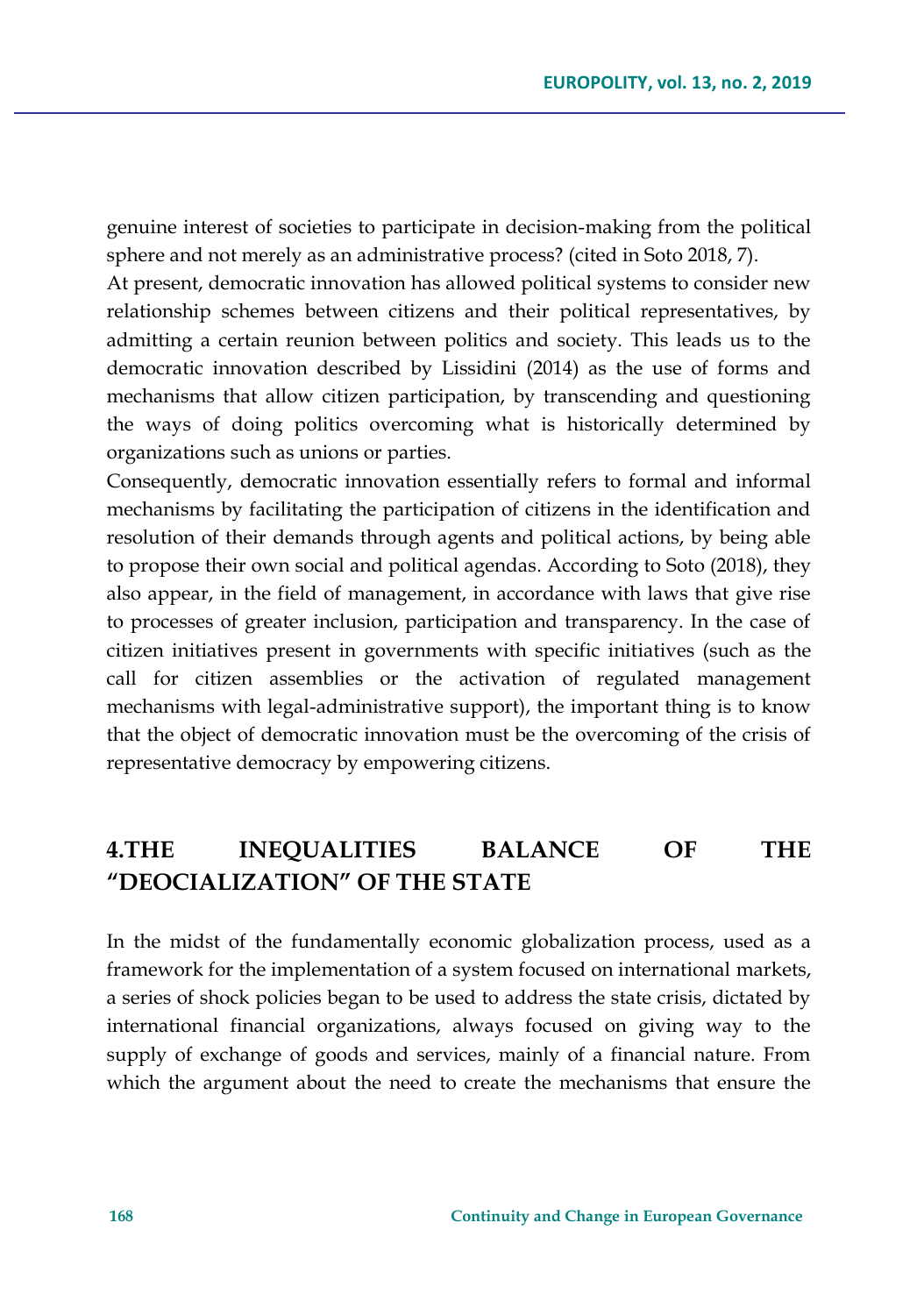genuine interest of societies to participate in decision-making from the political sphere and not merely as an administrative process? (cited in Soto 2018, 7).

At present, democratic innovation has allowed political systems to consider new relationship schemes between citizens and their political representatives, by admitting a certain reunion between politics and society. This leads us to the democratic innovation described by Lissidini (2014) as the use of forms and mechanisms that allow citizen participation, by transcending and questioning the ways of doing politics overcoming what is historically determined by organizations such as unions or parties.

Consequently, democratic innovation essentially refers to formal and informal mechanisms by facilitating the participation of citizens in the identification and resolution of their demands through agents and political actions, by being able to propose their own social and political agendas. According to Soto (2018), they also appear, in the field of management, in accordance with laws that give rise to processes of greater inclusion, participation and transparency. In the case of citizen initiatives present in governments with specific initiatives (such as the call for citizen assemblies or the activation of regulated management mechanisms with legal-administrative support), the important thing is to know that the object of democratic innovation must be the overcoming of the crisis of representative democracy by empowering citizens.

## 4.THE INEQUALITIES BALANCE OF THE "DEOCIALIZATION" OF THE STATE

In the midst of the fundamentally economic globalization process, used as a framework for the implementation of a system focused on international markets, a series of shock policies began to be used to address the state crisis, dictated by international financial organizations, always focused on giving way to the supply of exchange of goods and services, mainly of a financial nature. From which the argument about the need to create the mechanisms that ensure the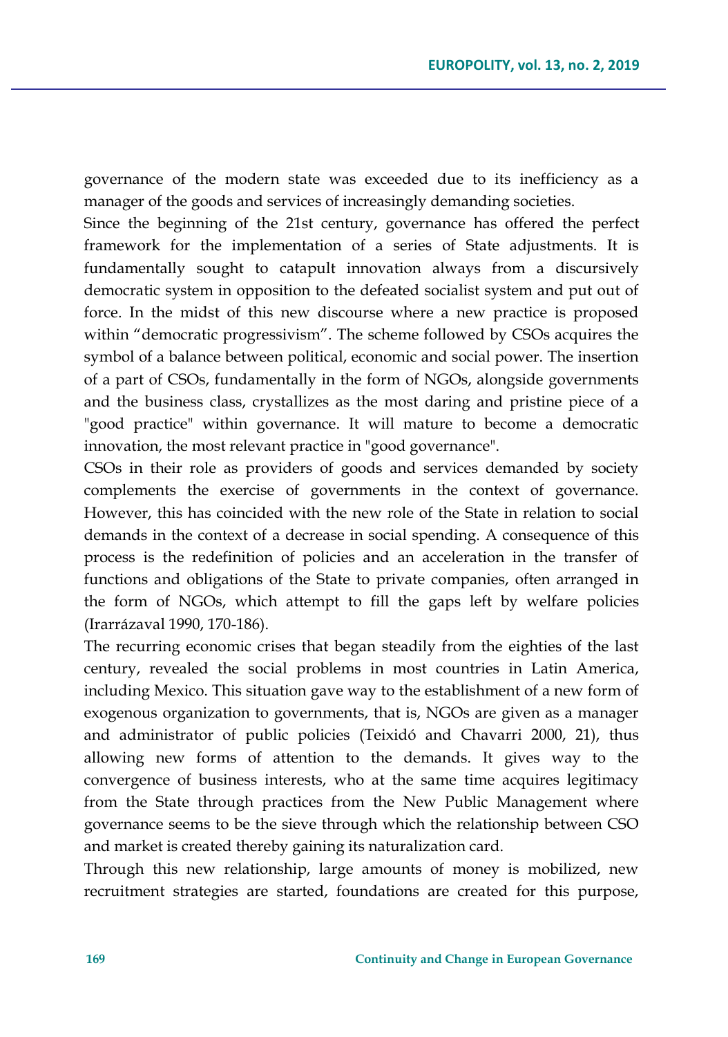governance of the modern state was exceeded due to its inefficiency as a manager of the goods and services of increasingly demanding societies.

Since the beginning of the 21st century, governance has offered the perfect framework for the implementation of a series of State adjustments. It is fundamentally sought to catapult innovation always from a discursively democratic system in opposition to the defeated socialist system and put out of force. In the midst of this new discourse where a new practice is proposed within "democratic progressivism". The scheme followed by CSOs acquires the symbol of a balance between political, economic and social power. The insertion of a part of CSOs, fundamentally in the form of NGOs, alongside governments and the business class, crystallizes as the most daring and pristine piece of a "good practice" within governance. It will mature to become a democratic innovation, the most relevant practice in "good governance".

CSOs in their role as providers of goods and services demanded by society complements the exercise of governments in the context of governance. However, this has coincided with the new role of the State in relation to social demands in the context of a decrease in social spending. A consequence of this process is the redefinition of policies and an acceleration in the transfer of functions and obligations of the State to private companies, often arranged in the form of NGOs, which attempt to fill the gaps left by welfare policies (Irarrázaval 1990, 170-186).

The recurring economic crises that began steadily from the eighties of the last century, revealed the social problems in most countries in Latin America, including Mexico. This situation gave way to the establishment of a new form of exogenous organization to governments, that is, NGOs are given as a manager and administrator of public policies (Teixidó and Chavarri 2000, 21), thus allowing new forms of attention to the demands. It gives way to the convergence of business interests, who at the same time acquires legitimacy from the State through practices from the New Public Management where governance seems to be the sieve through which the relationship between CSO and market is created thereby gaining its naturalization card.

Through this new relationship, large amounts of money is mobilized, new recruitment strategies are started, foundations are created for this purpose,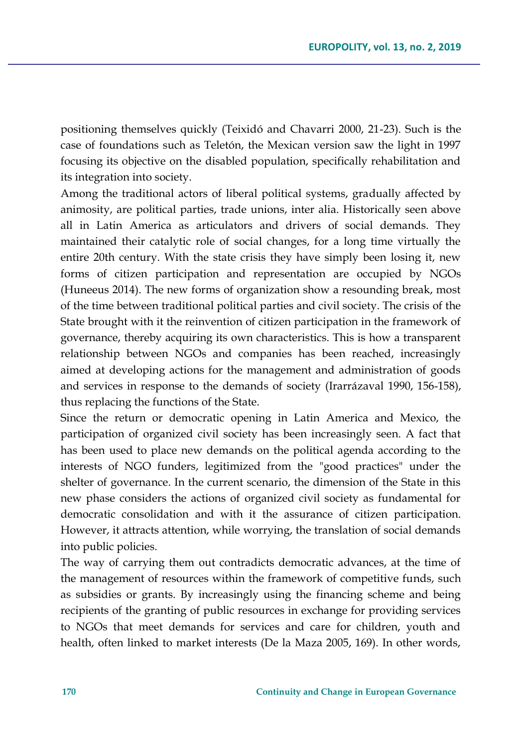positioning themselves quickly (Teixidó and Chavarri 2000, 21-23). Such is the case of foundations such as Teletón, the Mexican version saw the light in 1997 focusing its objective on the disabled population, specifically rehabilitation and its integration into society.

Among the traditional actors of liberal political systems, gradually affected by animosity, are political parties, trade unions, inter alia. Historically seen above all in Latin America as articulators and drivers of social demands. They maintained their catalytic role of social changes, for a long time virtually the entire 20th century. With the state crisis they have simply been losing it, new forms of citizen participation and representation are occupied by NGOs (Huneeus 2014). The new forms of organization show a resounding break, most of the time between traditional political parties and civil society. The crisis of the State brought with it the reinvention of citizen participation in the framework of governance, thereby acquiring its own characteristics. This is how a transparent relationship between NGOs and companies has been reached, increasingly aimed at developing actions for the management and administration of goods and services in response to the demands of society (Irarrázaval 1990, 156-158), thus replacing the functions of the State.

Since the return or democratic opening in Latin America and Mexico, the participation of organized civil society has been increasingly seen. A fact that has been used to place new demands on the political agenda according to the interests of NGO funders, legitimized from the "good practices" under the shelter of governance. In the current scenario, the dimension of the State in this new phase considers the actions of organized civil society as fundamental for democratic consolidation and with it the assurance of citizen participation. However, it attracts attention, while worrying, the translation of social demands into public policies.

The way of carrying them out contradicts democratic advances, at the time of the management of resources within the framework of competitive funds, such as subsidies or grants. By increasingly using the financing scheme and being recipients of the granting of public resources in exchange for providing services to NGOs that meet demands for services and care for children, youth and health, often linked to market interests (De la Maza 2005, 169). In other words,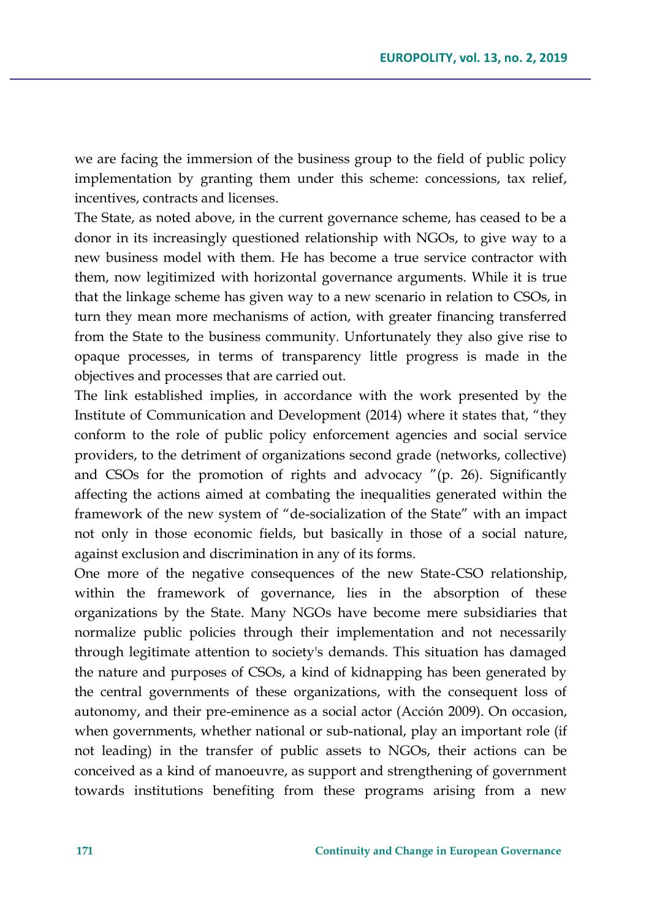we are facing the immersion of the business group to the field of public policy implementation by granting them under this scheme: concessions, tax relief, incentives, contracts and licenses.

The State, as noted above, in the current governance scheme, has ceased to be a donor in its increasingly questioned relationship with NGOs, to give way to a new business model with them. He has become a true service contractor with them, now legitimized with horizontal governance arguments. While it is true that the linkage scheme has given way to a new scenario in relation to CSOs, in turn they mean more mechanisms of action, with greater financing transferred from the State to the business community. Unfortunately they also give rise to opaque processes, in terms of transparency little progress is made in the objectives and processes that are carried out.

The link established implies, in accordance with the work presented by the Institute of Communication and Development (2014) where it states that, "they conform to the role of public policy enforcement agencies and social service providers, to the detriment of organizations second grade (networks, collective) and CSOs for the promotion of rights and advocacy "(p. 26). Significantly affecting the actions aimed at combating the inequalities generated within the framework of the new system of "de-socialization of the State" with an impact not only in those economic fields, but basically in those of a social nature, against exclusion and discrimination in any of its forms.

One more of the negative consequences of the new State-CSO relationship, within the framework of governance, lies in the absorption of these organizations by the State. Many NGOs have become mere subsidiaries that normalize public policies through their implementation and not necessarily through legitimate attention to society's demands. This situation has damaged the nature and purposes of CSOs, a kind of kidnapping has been generated by the central governments of these organizations, with the consequent loss of autonomy, and their pre-eminence as a social actor (Acción 2009). On occasion, when governments, whether national or sub-national, play an important role (if not leading) in the transfer of public assets to NGOs, their actions can be conceived as a kind of manoeuvre, as support and strengthening of government towards institutions benefiting from these programs arising from a new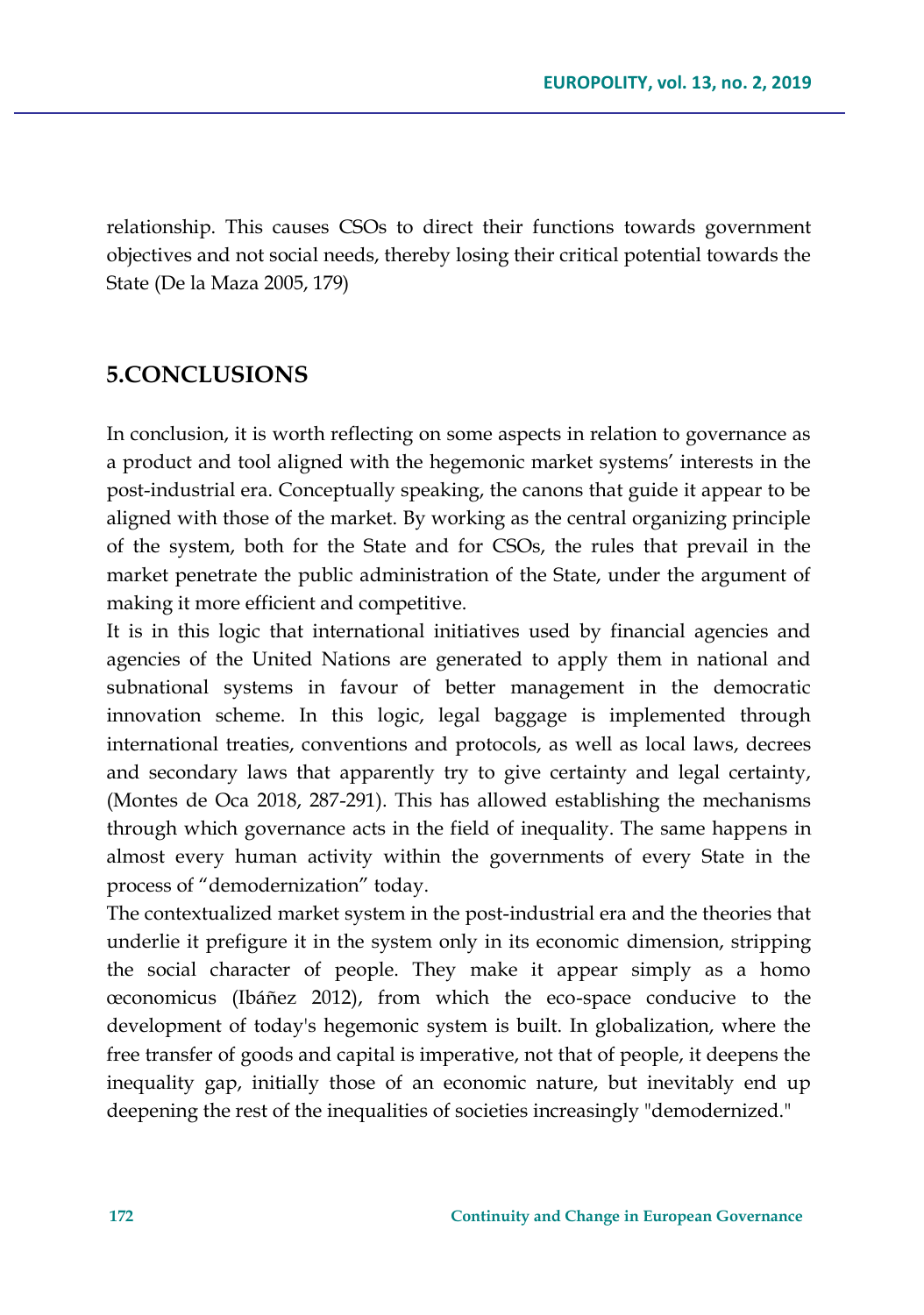relationship. This causes CSOs to direct their functions towards government objectives and not social needs, thereby losing their critical potential towards the State (De la Maza 2005, 179)

## 5.CONCLUSIONS

In conclusion, it is worth reflecting on some aspects in relation to governance as a product and tool aligned with the hegemonic market systems' interests in the post-industrial era. Conceptually speaking, the canons that guide it appear to be aligned with those of the market. By working as the central organizing principle of the system, both for the State and for CSOs, the rules that prevail in the market penetrate the public administration of the State, under the argument of making it more efficient and competitive.

It is in this logic that international initiatives used by financial agencies and agencies of the United Nations are generated to apply them in national and subnational systems in favour of better management in the democratic innovation scheme. In this logic, legal baggage is implemented through international treaties, conventions and protocols, as well as local laws, decrees and secondary laws that apparently try to give certainty and legal certainty, (Montes de Oca 2018, 287-291). This has allowed establishing the mechanisms through which governance acts in the field of inequality. The same happens in almost every human activity within the governments of every State in the process of "demodernization" today.

The contextualized market system in the post-industrial era and the theories that underlie it prefigure it in the system only in its economic dimension, stripping the social character of people. They make it appear simply as a homo œconomicus (Ibáñez 2012), from which the eco-space conducive to the development of today's hegemonic system is built. In globalization, where the free transfer of goods and capital is imperative, not that of people, it deepens the inequality gap, initially those of an economic nature, but inevitably end up deepening the rest of the inequalities of societies increasingly "demodernized."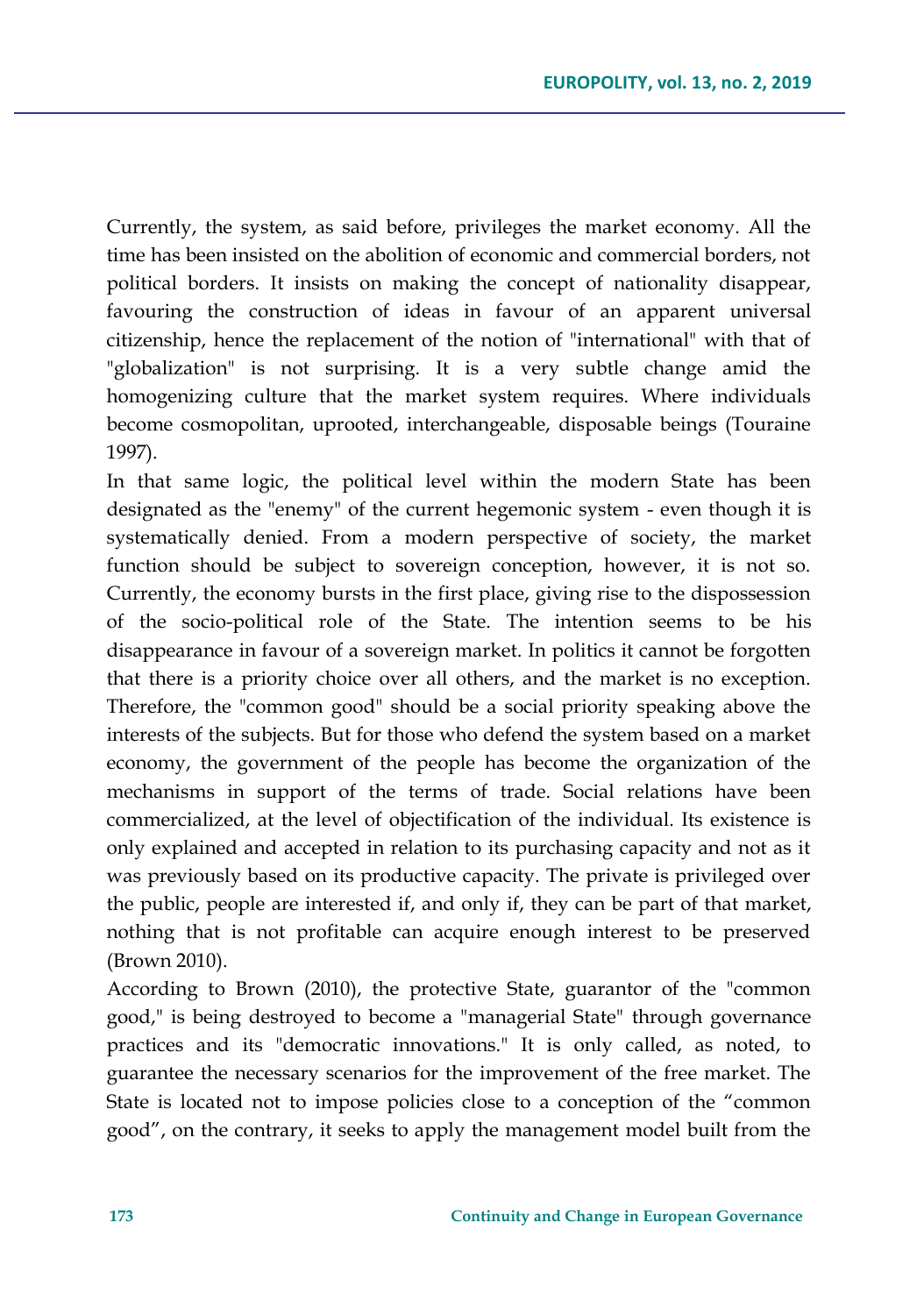Currently, the system, as said before, privileges the market economy. All the time has been insisted on the abolition of economic and commercial borders, not political borders. It insists on making the concept of nationality disappear, favouring the construction of ideas in favour of an apparent universal citizenship, hence the replacement of the notion of "international" with that of "globalization" is not surprising. It is a very subtle change amid the homogenizing culture that the market system requires. Where individuals become cosmopolitan, uprooted, interchangeable, disposable beings (Touraine 1997).

In that same logic, the political level within the modern State has been designated as the "enemy" of the current hegemonic system - even though it is systematically denied. From a modern perspective of society, the market function should be subject to sovereign conception, however, it is not so. Currently, the economy bursts in the first place, giving rise to the dispossession of the socio-political role of the State. The intention seems to be his disappearance in favour of a sovereign market. In politics it cannot be forgotten that there is a priority choice over all others, and the market is no exception. Therefore, the "common good" should be a social priority speaking above the interests of the subjects. But for those who defend the system based on a market economy, the government of the people has become the organization of the mechanisms in support of the terms of trade. Social relations have been commercialized, at the level of objectification of the individual. Its existence is only explained and accepted in relation to its purchasing capacity and not as it was previously based on its productive capacity. The private is privileged over the public, people are interested if, and only if, they can be part of that market, nothing that is not profitable can acquire enough interest to be preserved (Brown 2010).

According to Brown (2010), the protective State, guarantor of the "common good," is being destroyed to become a "managerial State" through governance practices and its "democratic innovations." It is only called, as noted, to guarantee the necessary scenarios for the improvement of the free market. The State is located not to impose policies close to a conception of the "common good", on the contrary, it seeks to apply the management model built from the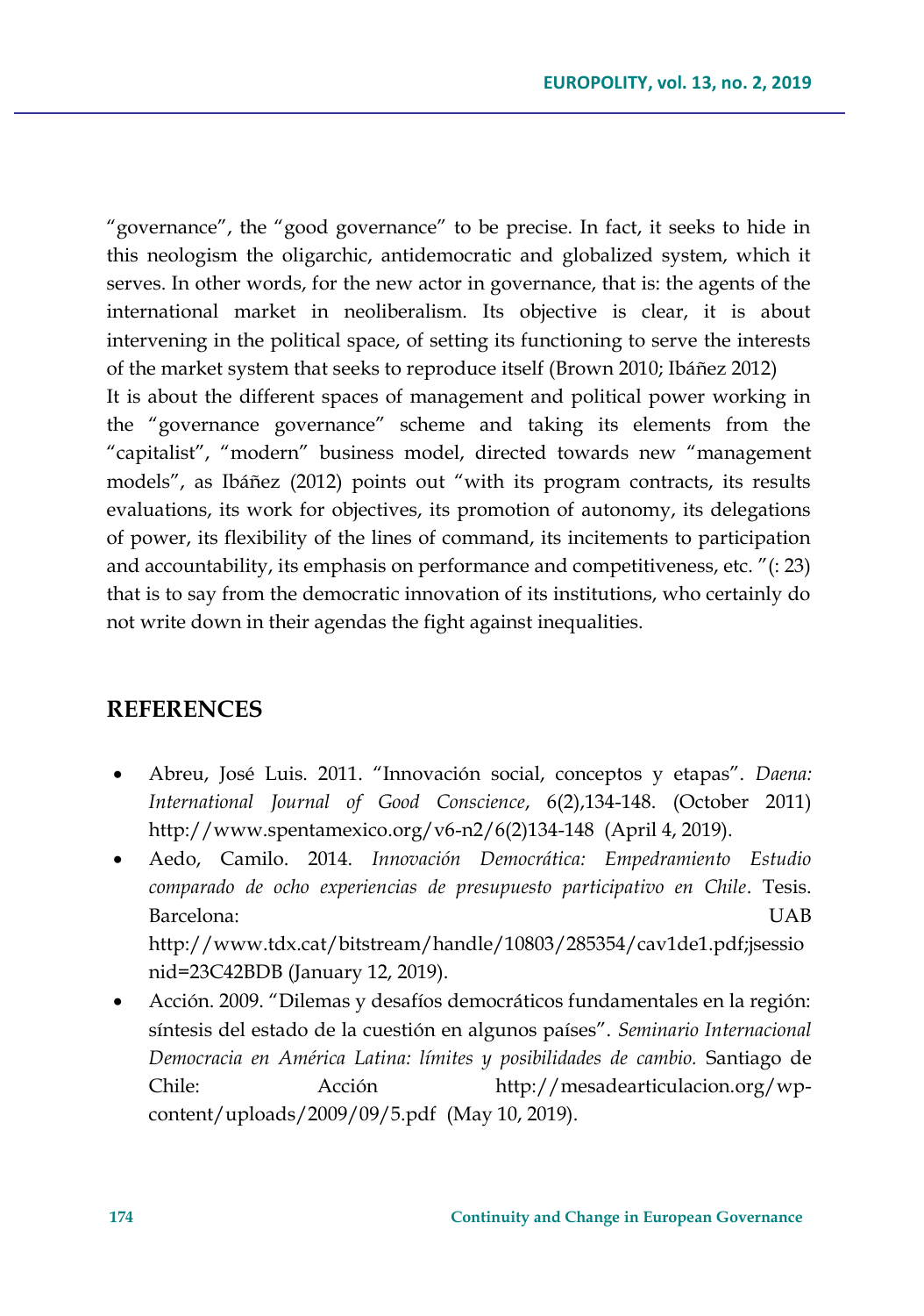"governance", the "good governance" to be precise. In fact, it seeks to hide in this neologism the oligarchic, antidemocratic and globalized system, which it serves. In other words, for the new actor in governance, that is: the agents of the international market in neoliberalism. Its objective is clear, it is about intervening in the political space, of setting its functioning to serve the interests of the market system that seeks to reproduce itself (Brown 2010; Ibáñez 2012)

It is about the different spaces of management and political power working in the "governance governance" scheme and taking its elements from the "capitalist", "modern" business model, directed towards new "management models", as Ibáñez (2012) points out "with its program contracts, its results evaluations, its work for objectives, its promotion of autonomy, its delegations of power, its flexibility of the lines of command, its incitements to participation and accountability, its emphasis on performance and competitiveness, etc. "(: 23) that is to say from the democratic innovation of its institutions, who certainly do not write down in their agendas the fight against inequalities.

## REFERENCES

- Abreu, José Luis. 2011. "Innovación social, conceptos y etapas". *Daena: International Journal of Good Conscience*, 6(2),134-148. (October 2011) http://www.spentamexico.org/v6-n2/6(2)134-148 (April 4, 2019).
- Aedo, Camilo. 2014. *Innovación Democrática: Empedramiento Estudio comparado de ocho experiencias de presupuesto participativo en Chile*. Tesis. Barcelona: UAB http://www.tdx.cat/bitstream/handle/10803/285354/cav1de1.pdf;jsessionid=23C42BDB (January 12, 2019).
- Acción. 2009. "Dilemas y desafíos democráticos fundamentales en la región: síntesis del estado de la cuestión en algunos países". *Seminario Internacional Democracia en América Latina: límites y posibilidades de cambio.* Santiago de Chile: Acción http://mesadearticulacion.org/wp-content/uploads/2009/09/5.pdf (May 10, 2019).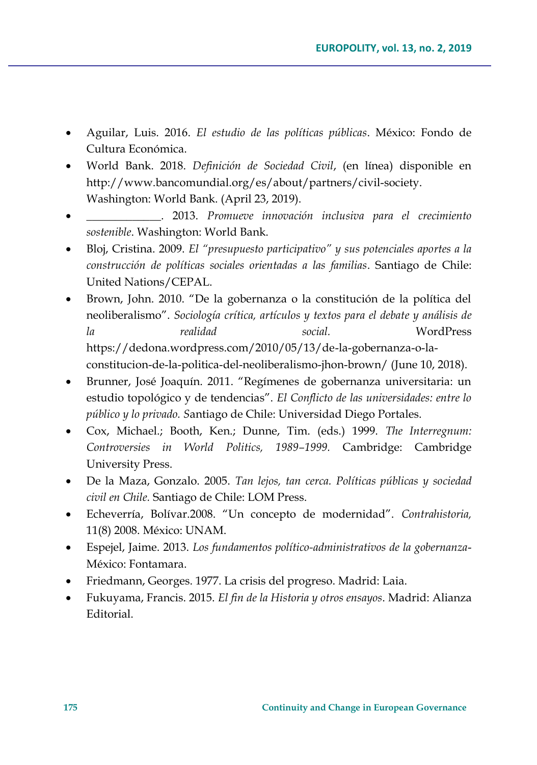- Aguilar, Luis. 2016. *El estudio de las políticas públicas*. México: Fondo de Cultura Económica.
- World Bank. 2018. *Definición de Sociedad Civil*, (en línea) disponible en http://www.bancomundial.org/es/about/partners/civil-society. Washington: World Bank. (April 23, 2019).
- _____________. 2013. *Promueve innovación inclusiva para el crecimiento sostenible*. Washington: World Bank.
- Bloj, Cristina. 2009. *El "presupuesto participativo" y sus potenciales aportes a la construcción de políticas sociales orientadas a las familias*. Santiago de Chile: United Nations/CEPAL.
- Brown, John. 2010. "De la gobernanza o la constitución de la política del neoliberalismo". *Sociología crítica, artículos y textos para el debate y análisis de la realidad social.* WordPress https://dedona.wordpress.com/2010/05/13/de-la-gobernanza-o-la-constitucion-de-la-politica-del-neoliberalismo-jhon-brown/ (June 10, 2018).
- Brunner, José Joaquín. 2011. "Regímenes de gobernanza universitaria: un estudio topológico y de tendencias". *El Conflicto de las universidades: entre lo público y lo privado.* Santiago de Chile: Universidad Diego Portales.
- Cox, Michael.; Booth, Ken.; Dunne, Tim. (eds.) 1999. *The Interregnum: Controversies in World Politics, 1989–1999.* Cambridge: Cambridge University Press.
- De la Maza, Gonzalo. 2005. *Tan lejos, tan cerca. Políticas públicas y sociedad civil en Chile.* Santiago de Chile: LOM Press.
- Echeverría, Bolívar.2008. "Un concepto de modernidad". *Contrahistoria,* 11(8) 2008. México: UNAM.
- Espejel, Jaime. 2013. *Los fundamentos político-administrativos de la gobernanza*- México: Fontamara.
- Friedmann, Georges. 1977. La crisis del progreso. Madrid: Laia.
- Fukuyama, Francis. 2015. *El fin de la Historia y otros ensayos*. Madrid: Alianza Editorial.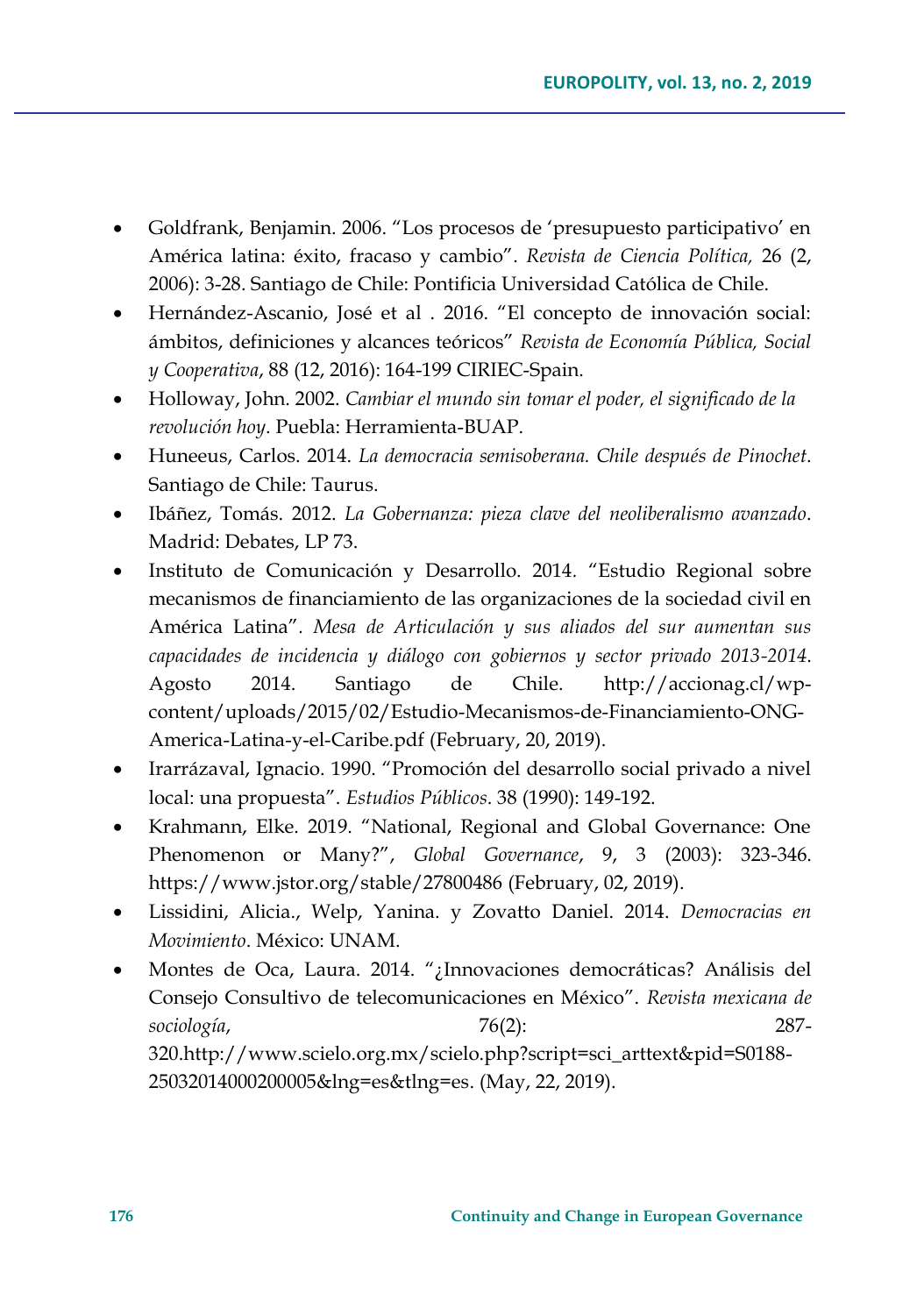- Goldfrank, Benjamin. 2006. "Los procesos de 'presupuesto participativo' en América latina: éxito, fracaso y cambio". *Revista de Ciencia Política,* 26 (2, 2006): 3-28. Santiago de Chile: Pontificia Universidad Católica de Chile.
- Hernández-Ascanio, José et al . 2016. "El concepto de innovación social: ámbitos, definiciones y alcances teóricos" *Revista de Economía Pública, Social y Cooperativa*, 88 (12, 2016): 164-199 CIRIEC-Spain.
- Holloway, John. 2002. *Cambiar el mundo sin tomar el poder, el significado de la revolución hoy*. Puebla: Herramienta-BUAP.
- Huneeus, Carlos. 2014. *La democracia semisoberana. Chile después de Pinochet*. Santiago de Chile: Taurus.
- Ibáñez, Tomás. 2012. *La Gobernanza: pieza clave del neoliberalismo avanzado*. Madrid: Debates, LP 73.
- Instituto de Comunicación y Desarrollo. 2014. "Estudio Regional sobre mecanismos de financiamiento de las organizaciones de la sociedad civil en América Latina". *Mesa de Articulación y sus aliados del sur aumentan sus capacidades de incidencia y diálogo con gobiernos y sector privado 2013-2014*. Agosto 2014. Santiago de Chile. http://accionag.cl/wp-content/uploads/2015/02/Estudio-Mecanismos-de-Financiamiento-ONG-America-Latina-y-el-Caribe.pdf (February, 20, 2019).
- Irarrázaval, Ignacio. 1990. "Promoción del desarrollo social privado a nivel local: una propuesta". *Estudios Públicos*. 38 (1990): 149-192.
- Krahmann, Elke. 2019. "National, Regional and Global Governance: One Phenomenon or Many?", *Global Governance*, 9, 3 (2003): 323-346. https://www.jstor.org/stable/27800486 (February, 02, 2019).
- Lissidini, Alicia., Welp, Yanina. y Zovatto Daniel. 2014. *Democracias en Movimiento*. México: UNAM.
- Montes de Oca, Laura. 2014. "¿Innovaciones democráticas? Análisis del Consejo Consultivo de telecomunicaciones en México". *Revista mexicana de sociología*, 76(2): 287-320.http://www.scielo.org.mx/scielo.php?script=sci_arttext&pid=S0188-25032014000200005&lng=es&tlng=es. (May, 22, 2019).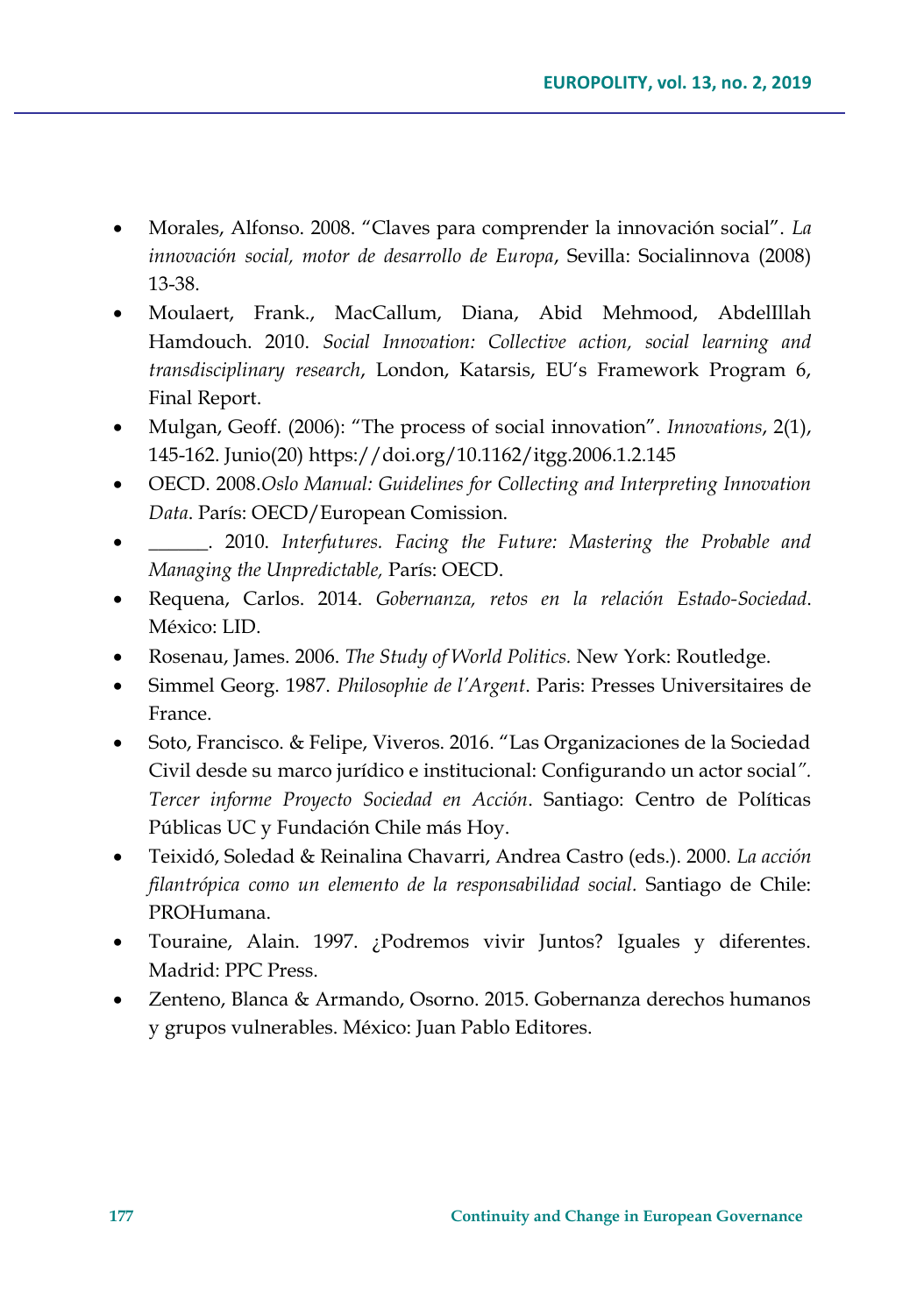- Morales, Alfonso. 2008. "Claves para comprender la innovación social". *La innovación social, motor de desarrollo de Europa*, Sevilla: Socialinnova (2008) 13-38.
- Moulaert, Frank., MacCallum, Diana, Abid Mehmood, AbdelIllah Hamdouch. 2010. *Social Innovation: Collective action, social learning and transdisciplinary research*, London, Katarsis, EU's Framework Program 6, Final Report.
- Mulgan, Geoff. (2006): "The process of social innovation". *Innovations*, 2(1), 145-162. Junio(20) https://doi.org/10.1162/itgg.2006.1.2.145
- OECD. 2008.*Oslo Manual: Guidelines for Collecting and Interpreting Innovation Data*. París: OECD/European Comission.
- ______. 2010. *Interfutures. Facing the Future: Mastering the Probable and Managing the Unpredictable,* París: OECD.
- Requena, Carlos. 2014. *Gobernanza, retos en la relación Estado-Sociedad*. México: LID.
- Rosenau, James. 2006. *The Study of World Politics.* New York: Routledge.
- Simmel Georg. 1987. *Philosophie de l'Argent*. Paris: Presses Universitaires de France.
- Soto, Francisco. & Felipe, Viveros. 2016. "Las Organizaciones de la Sociedad Civil desde su marco jurídico e institucional: Configurando un actor social". *Tercer informe Proyecto Sociedad en Acción*. Santiago: Centro de Políticas Públicas UC y Fundación Chile más Hoy.
- Teixidó, Soledad & Reinalina Chavarri, Andrea Castro (eds.). 2000. *La acción filantrópica como un elemento de la responsabilidad social.* Santiago de Chile: PROHumana.
- Touraine, Alain. 1997. ¿Podremos vivir Juntos? Iguales y diferentes. Madrid: PPC Press.
- Zenteno, Blanca & Armando, Osorno. 2015. Gobernanza derechos humanos y grupos vulnerables. México: Juan Pablo Editores.